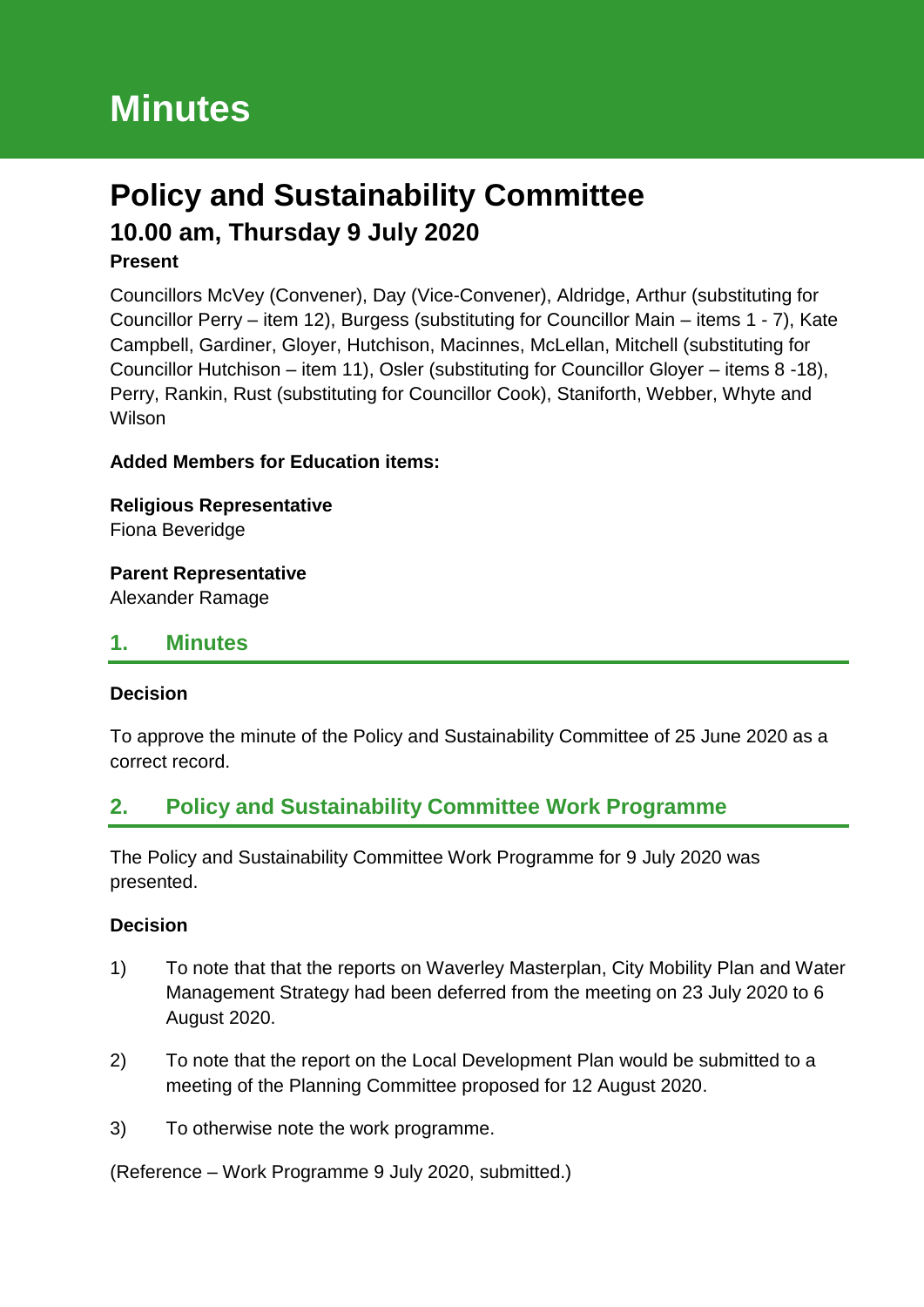# Minutes

## Policy and Sustainability Committee

### 10.00 am, Thursday 9 July 2020

**Present**

Councillors McVey (Convener), Day (Vice-Convener), Aldridge, Arthur (substituting for Councillor Perry – item 12), Burgess (substituting for Councillor Main – items 1 - 7), Kate Campbell, Gardiner, Gloyer, Hutchison, Macinnes, McLellan, Mitchell (substituting for Councillor Hutchison – item 11), Osler (substituting for Councillor Gloyer – items 8 -18), Perry, Rankin, Rust (substituting for Councillor Cook), Staniforth, Webber, Whyte and Wilson

**Added Members for Education items:**

**Religious Representative**
Fiona Beveridge

**Parent Representative**
Alexander Ramage

## 1. Minutes

**Decision**

To approve the minute of the Policy and Sustainability Committee of 25 June 2020 as a correct record.

## 2. Policy and Sustainability Committee Work Programme

The Policy and Sustainability Committee Work Programme for 9 July 2020 was presented.

**Decision**

1) To note that that the reports on Waverley Masterplan, City Mobility Plan and Water Management Strategy had been deferred from the meeting on 23 July 2020 to 6 August 2020.

2) To note that the report on the Local Development Plan would be submitted to a meeting of the Planning Committee proposed for 12 August 2020.

3) To otherwise note the work programme.

(Reference – Work Programme 9 July 2020, submitted.)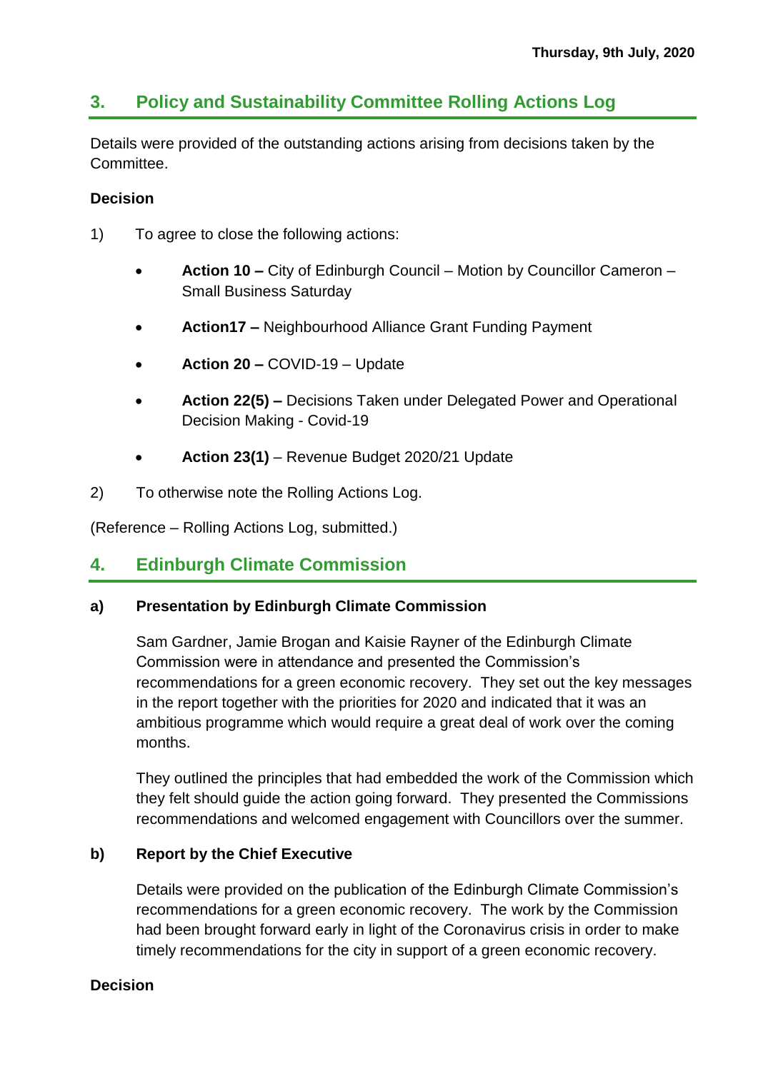## 3. Policy and Sustainability Committee Rolling Actions Log

Details were provided of the outstanding actions arising from decisions taken by the Committee.

**Decision**

1) To agree to close the following actions:

   - **Action 10 –** City of Edinburgh Council – Motion by Councillor Cameron – Small Business Saturday
   - **Action17 –** Neighbourhood Alliance Grant Funding Payment
   - **Action 20 –** COVID-19 – Update
   - **Action 22(5) –** Decisions Taken under Delegated Power and Operational Decision Making - Covid-19
   - **Action 23(1)** – Revenue Budget 2020/21 Update

2) To otherwise note the Rolling Actions Log.

(Reference – Rolling Actions Log, submitted.)

## 4. Edinburgh Climate Commission

**a) Presentation by Edinburgh Climate Commission**

Sam Gardner, Jamie Brogan and Kaisie Rayner of the Edinburgh Climate Commission were in attendance and presented the Commission's recommendations for a green economic recovery. They set out the key messages in the report together with the priorities for 2020 and indicated that it was an ambitious programme which would require a great deal of work over the coming months.

They outlined the principles that had embedded the work of the Commission which they felt should guide the action going forward. They presented the Commissions recommendations and welcomed engagement with Councillors over the summer.

**b) Report by the Chief Executive**

Details were provided on the publication of the Edinburgh Climate Commission's recommendations for a green economic recovery. The work by the Commission had been brought forward early in light of the Coronavirus crisis in order to make timely recommendations for the city in support of a green economic recovery.

**Decision**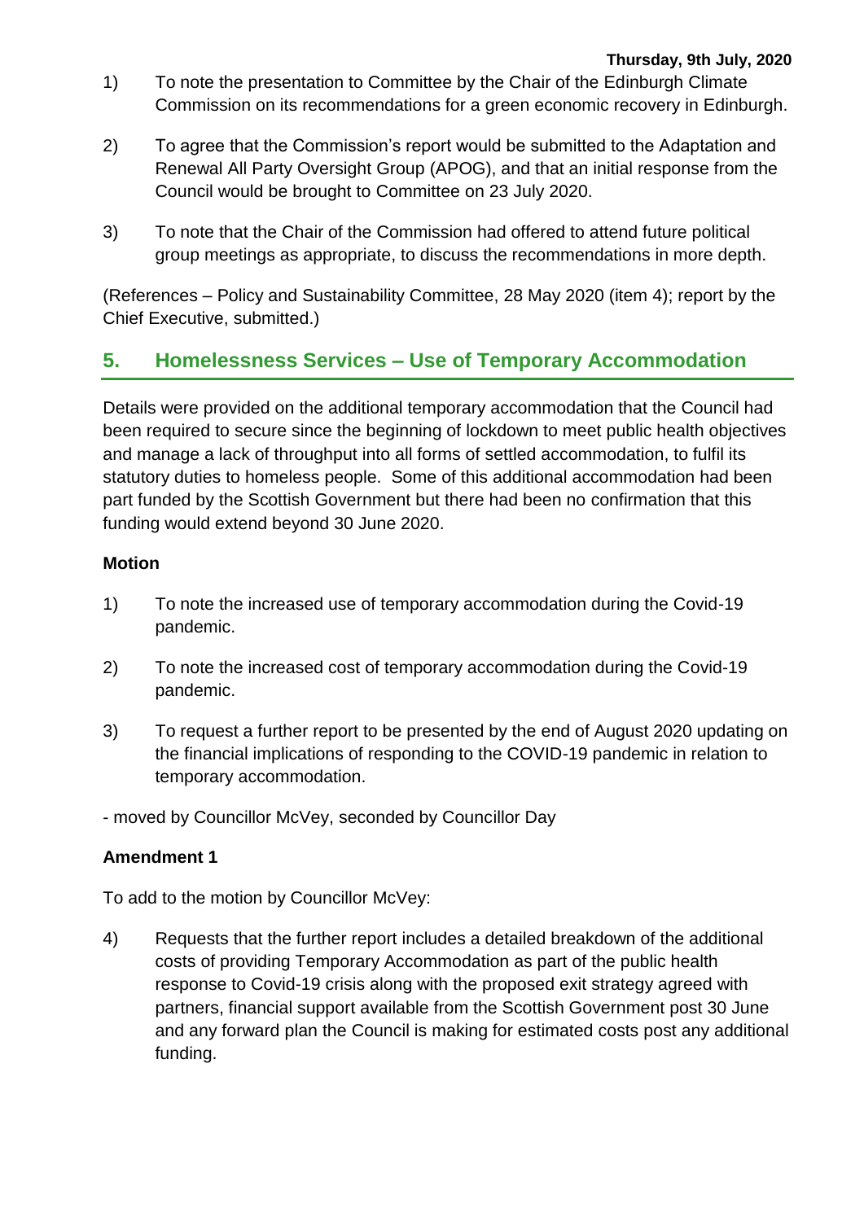1) To note the presentation to Committee by the Chair of the Edinburgh Climate Commission on its recommendations for a green economic recovery in Edinburgh.

2) To agree that the Commission's report would be submitted to the Adaptation and Renewal All Party Oversight Group (APOG), and that an initial response from the Council would be brought to Committee on 23 July 2020.

3) To note that the Chair of the Commission had offered to attend future political group meetings as appropriate, to discuss the recommendations in more depth.

(References – Policy and Sustainability Committee, 28 May 2020 (item 4); report by the Chief Executive, submitted.)

## 5. Homelessness Services – Use of Temporary Accommodation

Details were provided on the additional temporary accommodation that the Council had been required to secure since the beginning of lockdown to meet public health objectives and manage a lack of throughput into all forms of settled accommodation, to fulfil its statutory duties to homeless people. Some of this additional accommodation had been part funded by the Scottish Government but there had been no confirmation that this funding would extend beyond 30 June 2020.

**Motion**

1) To note the increased use of temporary accommodation during the Covid-19 pandemic.

2) To note the increased cost of temporary accommodation during the Covid-19 pandemic.

3) To request a further report to be presented by the end of August 2020 updating on the financial implications of responding to the COVID-19 pandemic in relation to temporary accommodation.

- moved by Councillor McVey, seconded by Councillor Day

**Amendment 1**

To add to the motion by Councillor McVey:

4) Requests that the further report includes a detailed breakdown of the additional costs of providing Temporary Accommodation as part of the public health response to Covid-19 crisis along with the proposed exit strategy agreed with partners, financial support available from the Scottish Government post 30 June and any forward plan the Council is making for estimated costs post any additional funding.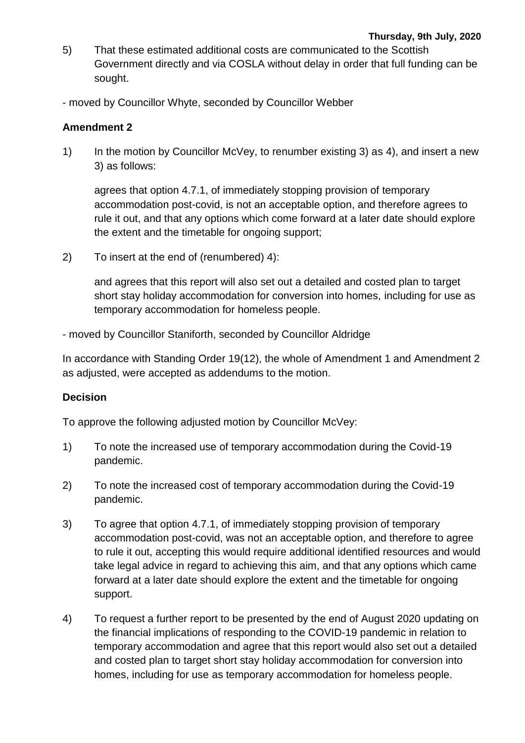5) That these estimated additional costs are communicated to the Scottish Government directly and via COSLA without delay in order that full funding can be sought.

- moved by Councillor Whyte, seconded by Councillor Webber

**Amendment 2**

1) In the motion by Councillor McVey, to renumber existing 3) as 4), and insert a new 3) as follows:

   agrees that option 4.7.1, of immediately stopping provision of temporary accommodation post-covid, is not an acceptable option, and therefore agrees to rule it out, and that any options which come forward at a later date should explore the extent and the timetable for ongoing support;

2) To insert at the end of (renumbered) 4):

   and agrees that this report will also set out a detailed and costed plan to target short stay holiday accommodation for conversion into homes, including for use as temporary accommodation for homeless people.

- moved by Councillor Staniforth, seconded by Councillor Aldridge

In accordance with Standing Order 19(12), the whole of Amendment 1 and Amendment 2 as adjusted, were accepted as addendums to the motion.

**Decision**

To approve the following adjusted motion by Councillor McVey:

1) To note the increased use of temporary accommodation during the Covid-19 pandemic.

2) To note the increased cost of temporary accommodation during the Covid-19 pandemic.

3) To agree that option 4.7.1, of immediately stopping provision of temporary accommodation post-covid, was not an acceptable option, and therefore to agree to rule it out, accepting this would require additional identified resources and would take legal advice in regard to achieving this aim, and that any options which came forward at a later date should explore the extent and the timetable for ongoing support.

4) To request a further report to be presented by the end of August 2020 updating on the financial implications of responding to the COVID-19 pandemic in relation to temporary accommodation and agree that this report would also set out a detailed and costed plan to target short stay holiday accommodation for conversion into homes, including for use as temporary accommodation for homeless people.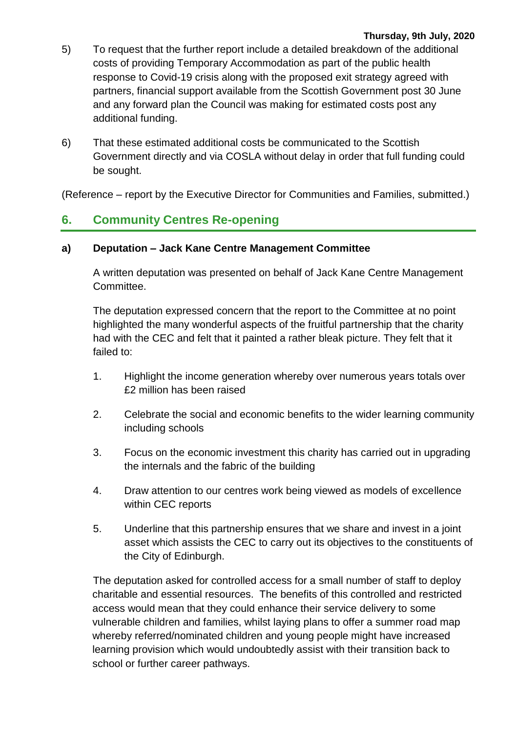5) To request that the further report include a detailed breakdown of the additional costs of providing Temporary Accommodation as part of the public health response to Covid-19 crisis along with the proposed exit strategy agreed with partners, financial support available from the Scottish Government post 30 June and any forward plan the Council was making for estimated costs post any additional funding.

6) That these estimated additional costs be communicated to the Scottish Government directly and via COSLA without delay in order that full funding could be sought.

(Reference – report by the Executive Director for Communities and Families, submitted.)

## 6. Community Centres Re-opening

### a) Deputation – Jack Kane Centre Management Committee

A written deputation was presented on behalf of Jack Kane Centre Management Committee.

The deputation expressed concern that the report to the Committee at no point highlighted the many wonderful aspects of the fruitful partnership that the charity had with the CEC and felt that it painted a rather bleak picture. They felt that it failed to:

1. Highlight the income generation whereby over numerous years totals over £2 million has been raised
2. Celebrate the social and economic benefits to the wider learning community including schools
3. Focus on the economic investment this charity has carried out in upgrading the internals and the fabric of the building
4. Draw attention to our centres work being viewed as models of excellence within CEC reports
5. Underline that this partnership ensures that we share and invest in a joint asset which assists the CEC to carry out its objectives to the constituents of the City of Edinburgh.

The deputation asked for controlled access for a small number of staff to deploy charitable and essential resources. The benefits of this controlled and restricted access would mean that they could enhance their service delivery to some vulnerable children and families, whilst laying plans to offer a summer road map whereby referred/nominated children and young people might have increased learning provision which would undoubtedly assist with their transition back to school or further career pathways.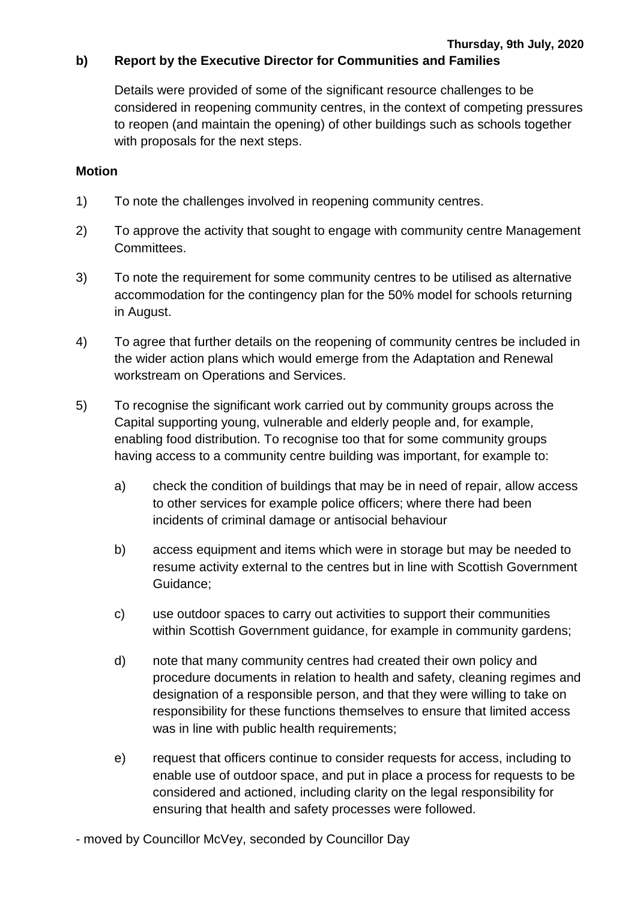**b) Report by the Executive Director for Communities and Families**

Details were provided of some of the significant resource challenges to be considered in reopening community centres, in the context of competing pressures to reopen (and maintain the opening) of other buildings such as schools together with proposals for the next steps.

**Motion**

1) To note the challenges involved in reopening community centres.

2) To approve the activity that sought to engage with community centre Management Committees.

3) To note the requirement for some community centres to be utilised as alternative accommodation for the contingency plan for the 50% model for schools returning in August.

4) To agree that further details on the reopening of community centres be included in the wider action plans which would emerge from the Adaptation and Renewal workstream on Operations and Services.

5) To recognise the significant work carried out by community groups across the Capital supporting young, vulnerable and elderly people and, for example, enabling food distribution. To recognise too that for some community groups having access to a community centre building was important, for example to:

   a) check the condition of buildings that may be in need of repair, allow access to other services for example police officers; where there had been incidents of criminal damage or antisocial behaviour

   b) access equipment and items which were in storage but may be needed to resume activity external to the centres but in line with Scottish Government Guidance;

   c) use outdoor spaces to carry out activities to support their communities within Scottish Government guidance, for example in community gardens;

   d) note that many community centres had created their own policy and procedure documents in relation to health and safety, cleaning regimes and designation of a responsible person, and that they were willing to take on responsibility for these functions themselves to ensure that limited access was in line with public health requirements;

   e) request that officers continue to consider requests for access, including to enable use of outdoor space, and put in place a process for requests to be considered and actioned, including clarity on the legal responsibility for ensuring that health and safety processes were followed.

- moved by Councillor McVey, seconded by Councillor Day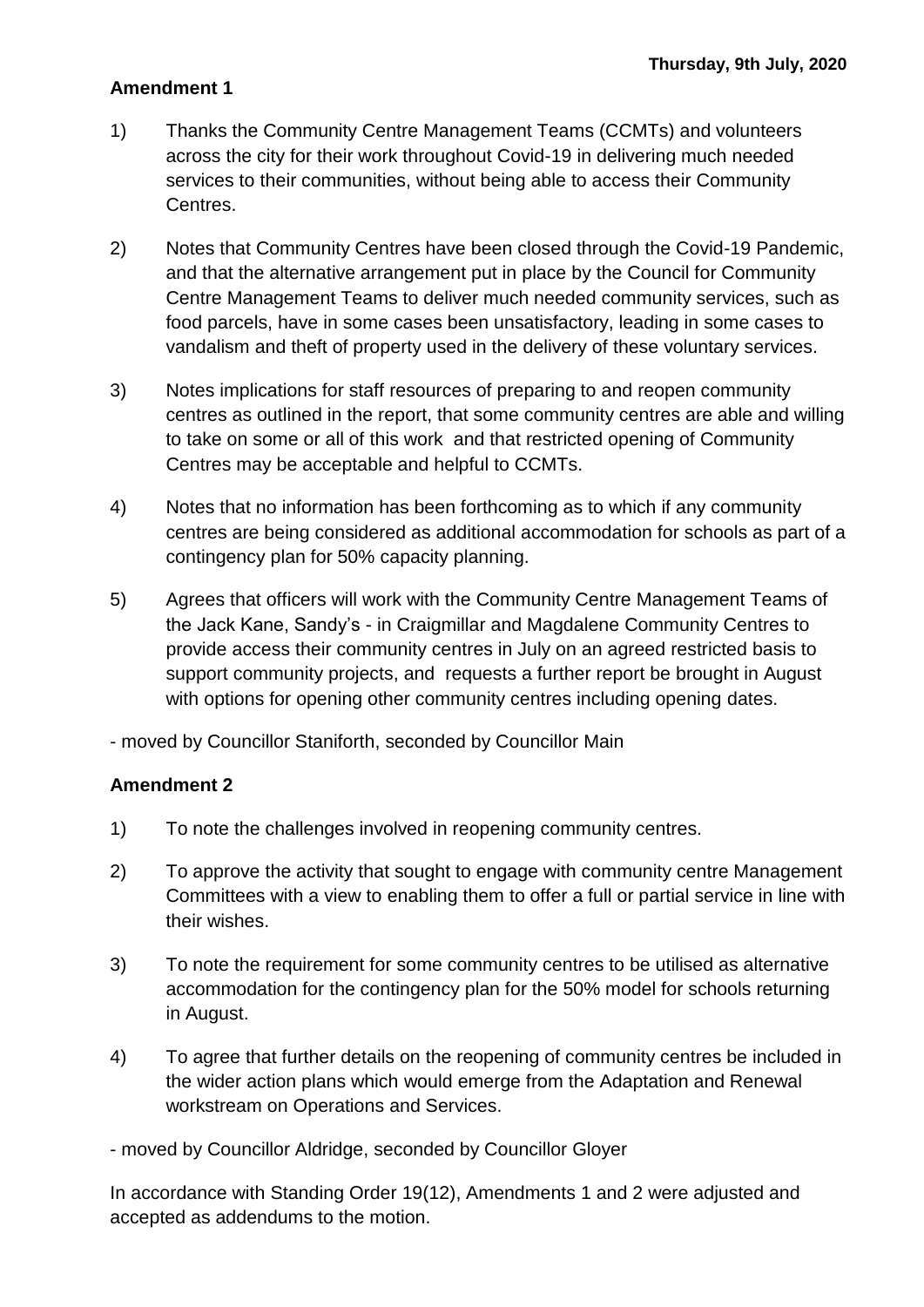**Amendment 1**

1) Thanks the Community Centre Management Teams (CCMTs) and volunteers across the city for their work throughout Covid-19 in delivering much needed services to their communities, without being able to access their Community Centres.

2) Notes that Community Centres have been closed through the Covid-19 Pandemic, and that the alternative arrangement put in place by the Council for Community Centre Management Teams to deliver much needed community services, such as food parcels, have in some cases been unsatisfactory, leading in some cases to vandalism and theft of property used in the delivery of these voluntary services.

3) Notes implications for staff resources of preparing to and reopen community centres as outlined in the report, that some community centres are able and willing to take on some or all of this work and that restricted opening of Community Centres may be acceptable and helpful to CCMTs.

4) Notes that no information has been forthcoming as to which if any community centres are being considered as additional accommodation for schools as part of a contingency plan for 50% capacity planning.

5) Agrees that officers will work with the Community Centre Management Teams of the Jack Kane, Sandy's - in Craigmillar and Magdalene Community Centres to provide access their community centres in July on an agreed restricted basis to support community projects, and requests a further report be brought in August with options for opening other community centres including opening dates.

- moved by Councillor Staniforth, seconded by Councillor Main

**Amendment 2**

1) To note the challenges involved in reopening community centres.

2) To approve the activity that sought to engage with community centre Management Committees with a view to enabling them to offer a full or partial service in line with their wishes.

3) To note the requirement for some community centres to be utilised as alternative accommodation for the contingency plan for the 50% model for schools returning in August.

4) To agree that further details on the reopening of community centres be included in the wider action plans which would emerge from the Adaptation and Renewal workstream on Operations and Services.

- moved by Councillor Aldridge, seconded by Councillor Gloyer

In accordance with Standing Order 19(12), Amendments 1 and 2 were adjusted and accepted as addendums to the motion.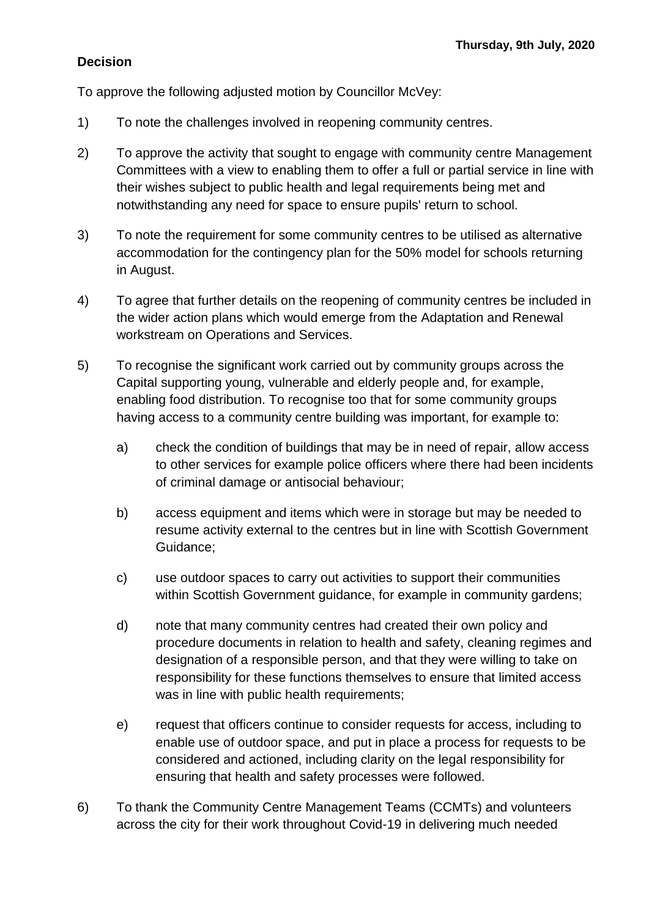**Decision**

To approve the following adjusted motion by Councillor McVey:

1) To note the challenges involved in reopening community centres.

2) To approve the activity that sought to engage with community centre Management Committees with a view to enabling them to offer a full or partial service in line with their wishes subject to public health and legal requirements being met and notwithstanding any need for space to ensure pupils' return to school.

3) To note the requirement for some community centres to be utilised as alternative accommodation for the contingency plan for the 50% model for schools returning in August.

4) To agree that further details on the reopening of community centres be included in the wider action plans which would emerge from the Adaptation and Renewal workstream on Operations and Services.

5) To recognise the significant work carried out by community groups across the Capital supporting young, vulnerable and elderly people and, for example, enabling food distribution. To recognise too that for some community groups having access to a community centre building was important, for example to:

    a) check the condition of buildings that may be in need of repair, allow access to other services for example police officers where there had been incidents of criminal damage or antisocial behaviour;

    b) access equipment and items which were in storage but may be needed to resume activity external to the centres but in line with Scottish Government Guidance;

    c) use outdoor spaces to carry out activities to support their communities within Scottish Government guidance, for example in community gardens;

    d) note that many community centres had created their own policy and procedure documents in relation to health and safety, cleaning regimes and designation of a responsible person, and that they were willing to take on responsibility for these functions themselves to ensure that limited access was in line with public health requirements;

    e) request that officers continue to consider requests for access, including to enable use of outdoor space, and put in place a process for requests to be considered and actioned, including clarity on the legal responsibility for ensuring that health and safety processes were followed.

6) To thank the Community Centre Management Teams (CCMTs) and volunteers across the city for their work throughout Covid-19 in delivering much needed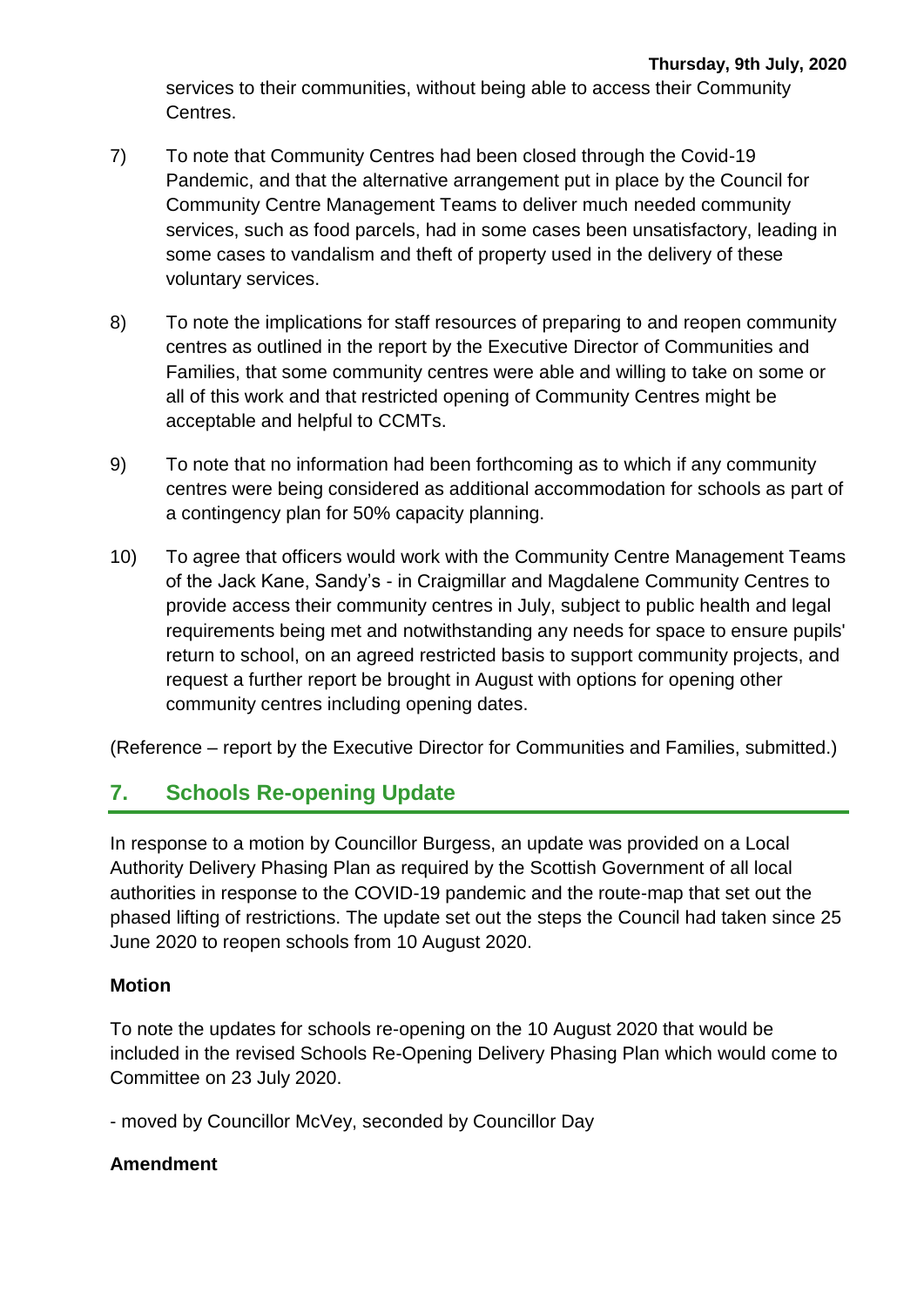services to their communities, without being able to access their Community Centres.

7) To note that Community Centres had been closed through the Covid-19 Pandemic, and that the alternative arrangement put in place by the Council for Community Centre Management Teams to deliver much needed community services, such as food parcels, had in some cases been unsatisfactory, leading in some cases to vandalism and theft of property used in the delivery of these voluntary services.

8) To note the implications for staff resources of preparing to and reopen community centres as outlined in the report by the Executive Director of Communities and Families, that some community centres were able and willing to take on some or all of this work and that restricted opening of Community Centres might be acceptable and helpful to CCMTs.

9) To note that no information had been forthcoming as to which if any community centres were being considered as additional accommodation for schools as part of a contingency plan for 50% capacity planning.

10) To agree that officers would work with the Community Centre Management Teams of the Jack Kane, Sandy's - in Craigmillar and Magdalene Community Centres to provide access their community centres in July, subject to public health and legal requirements being met and notwithstanding any needs for space to ensure pupils' return to school, on an agreed restricted basis to support community projects, and request a further report be brought in August with options for opening other community centres including opening dates.

(Reference – report by the Executive Director for Communities and Families, submitted.)

## 7. Schools Re-opening Update

In response to a motion by Councillor Burgess, an update was provided on a Local Authority Delivery Phasing Plan as required by the Scottish Government of all local authorities in response to the COVID-19 pandemic and the route-map that set out the phased lifting of restrictions. The update set out the steps the Council had taken since 25 June 2020 to reopen schools from 10 August 2020.

**Motion**

To note the updates for schools re-opening on the 10 August 2020 that would be included in the revised Schools Re-Opening Delivery Phasing Plan which would come to Committee on 23 July 2020.

- moved by Councillor McVey, seconded by Councillor Day

**Amendment**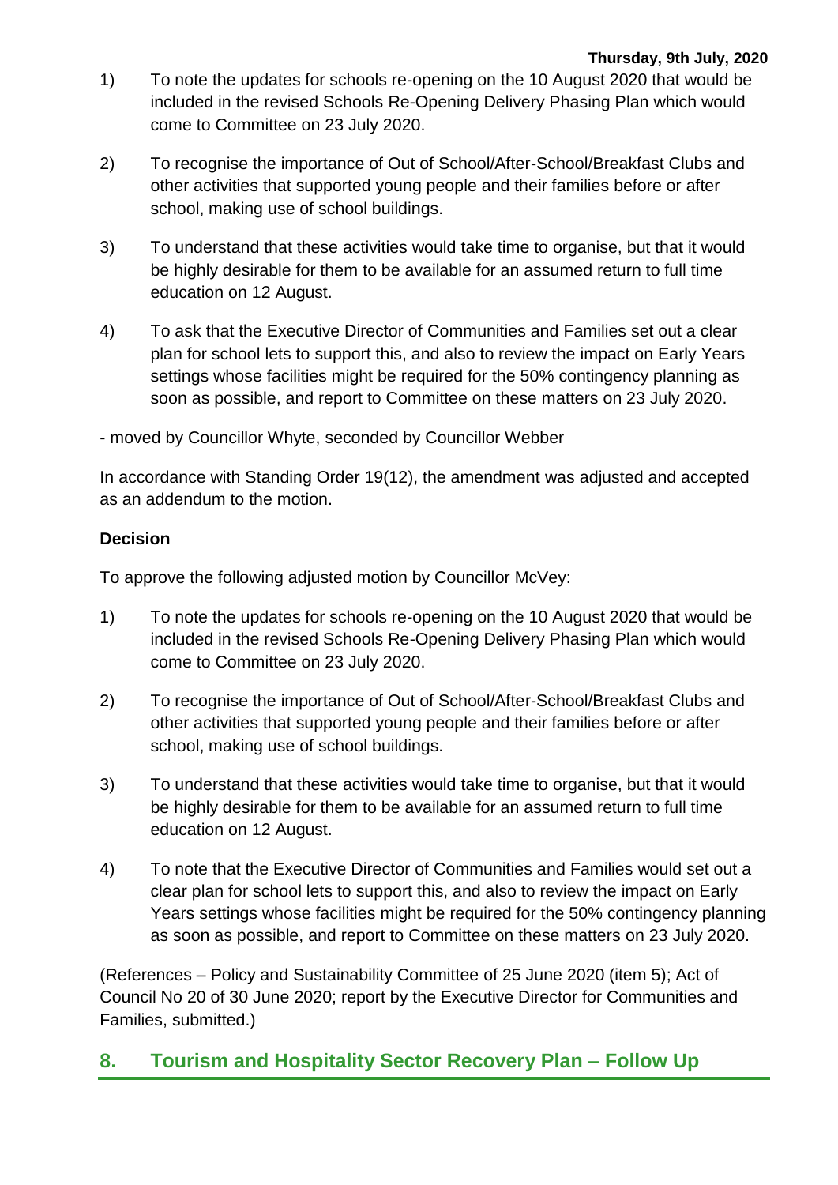1) To note the updates for schools re-opening on the 10 August 2020 that would be included in the revised Schools Re-Opening Delivery Phasing Plan which would come to Committee on 23 July 2020.

2) To recognise the importance of Out of School/After-School/Breakfast Clubs and other activities that supported young people and their families before or after school, making use of school buildings.

3) To understand that these activities would take time to organise, but that it would be highly desirable for them to be available for an assumed return to full time education on 12 August.

4) To ask that the Executive Director of Communities and Families set out a clear plan for school lets to support this, and also to review the impact on Early Years settings whose facilities might be required for the 50% contingency planning as soon as possible, and report to Committee on these matters on 23 July 2020.

- moved by Councillor Whyte, seconded by Councillor Webber

In accordance with Standing Order 19(12), the amendment was adjusted and accepted as an addendum to the motion.

**Decision**

To approve the following adjusted motion by Councillor McVey:

1) To note the updates for schools re-opening on the 10 August 2020 that would be included in the revised Schools Re-Opening Delivery Phasing Plan which would come to Committee on 23 July 2020.

2) To recognise the importance of Out of School/After-School/Breakfast Clubs and other activities that supported young people and their families before or after school, making use of school buildings.

3) To understand that these activities would take time to organise, but that it would be highly desirable for them to be available for an assumed return to full time education on 12 August.

4) To note that the Executive Director of Communities and Families would set out a clear plan for school lets to support this, and also to review the impact on Early Years settings whose facilities might be required for the 50% contingency planning as soon as possible, and report to Committee on these matters on 23 July 2020.

(References – Policy and Sustainability Committee of 25 June 2020 (item 5); Act of Council No 20 of 30 June 2020; report by the Executive Director for Communities and Families, submitted.)

## 8. Tourism and Hospitality Sector Recovery Plan – Follow Up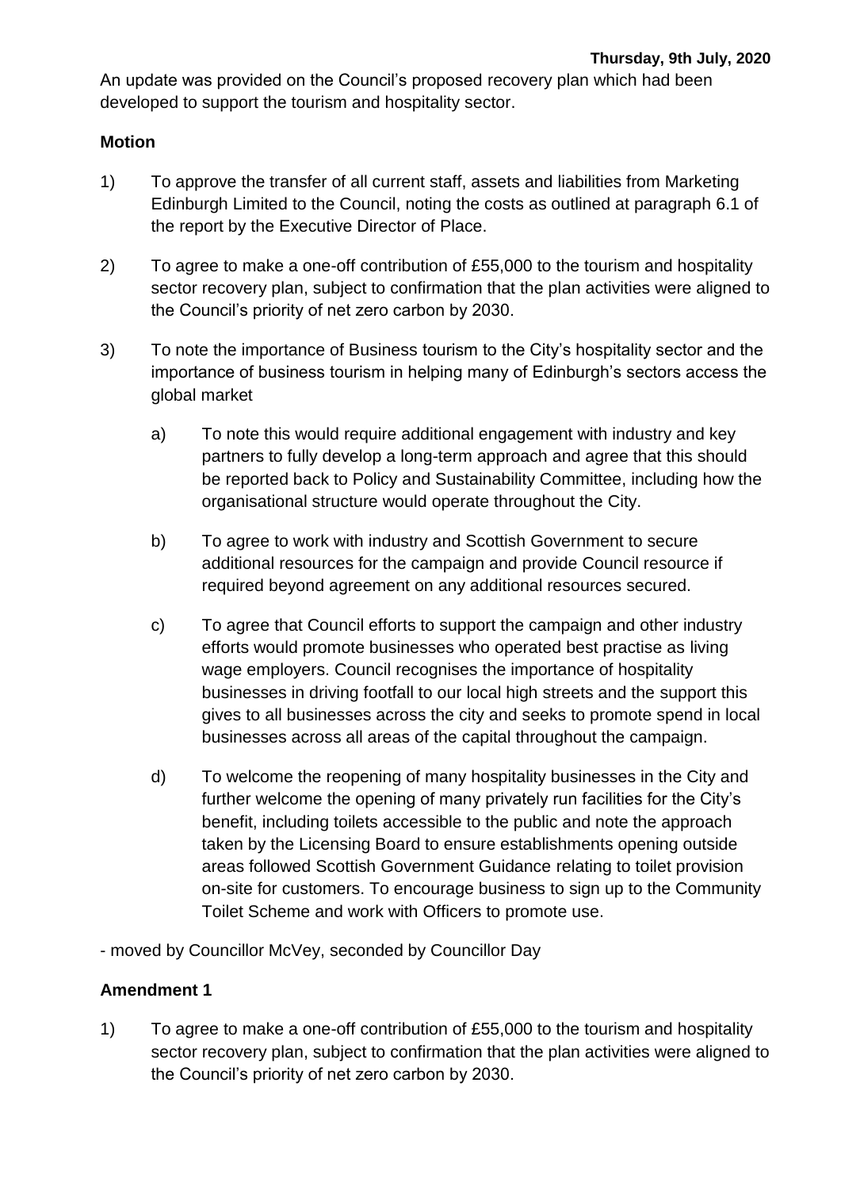**Thursday, 9th July, 2020**

An update was provided on the Council's proposed recovery plan which had been developed to support the tourism and hospitality sector.

**Motion**

1) To approve the transfer of all current staff, assets and liabilities from Marketing Edinburgh Limited to the Council, noting the costs as outlined at paragraph 6.1 of the report by the Executive Director of Place.

2) To agree to make a one-off contribution of £55,000 to the tourism and hospitality sector recovery plan, subject to confirmation that the plan activities were aligned to the Council's priority of net zero carbon by 2030.

3) To note the importance of Business tourism to the City's hospitality sector and the importance of business tourism in helping many of Edinburgh's sectors access the global market

   a) To note this would require additional engagement with industry and key partners to fully develop a long-term approach and agree that this should be reported back to Policy and Sustainability Committee, including how the organisational structure would operate throughout the City.

   b) To agree to work with industry and Scottish Government to secure additional resources for the campaign and provide Council resource if required beyond agreement on any additional resources secured.

   c) To agree that Council efforts to support the campaign and other industry efforts would promote businesses who operated best practise as living wage employers. Council recognises the importance of hospitality businesses in driving footfall to our local high streets and the support this gives to all businesses across the city and seeks to promote spend in local businesses across all areas of the capital throughout the campaign.

   d) To welcome the reopening of many hospitality businesses in the City and further welcome the opening of many privately run facilities for the City's benefit, including toilets accessible to the public and note the approach taken by the Licensing Board to ensure establishments opening outside areas followed Scottish Government Guidance relating to toilet provision on-site for customers. To encourage business to sign up to the Community Toilet Scheme and work with Officers to promote use.

- moved by Councillor McVey, seconded by Councillor Day

**Amendment 1**

1) To agree to make a one-off contribution of £55,000 to the tourism and hospitality sector recovery plan, subject to confirmation that the plan activities were aligned to the Council's priority of net zero carbon by 2030.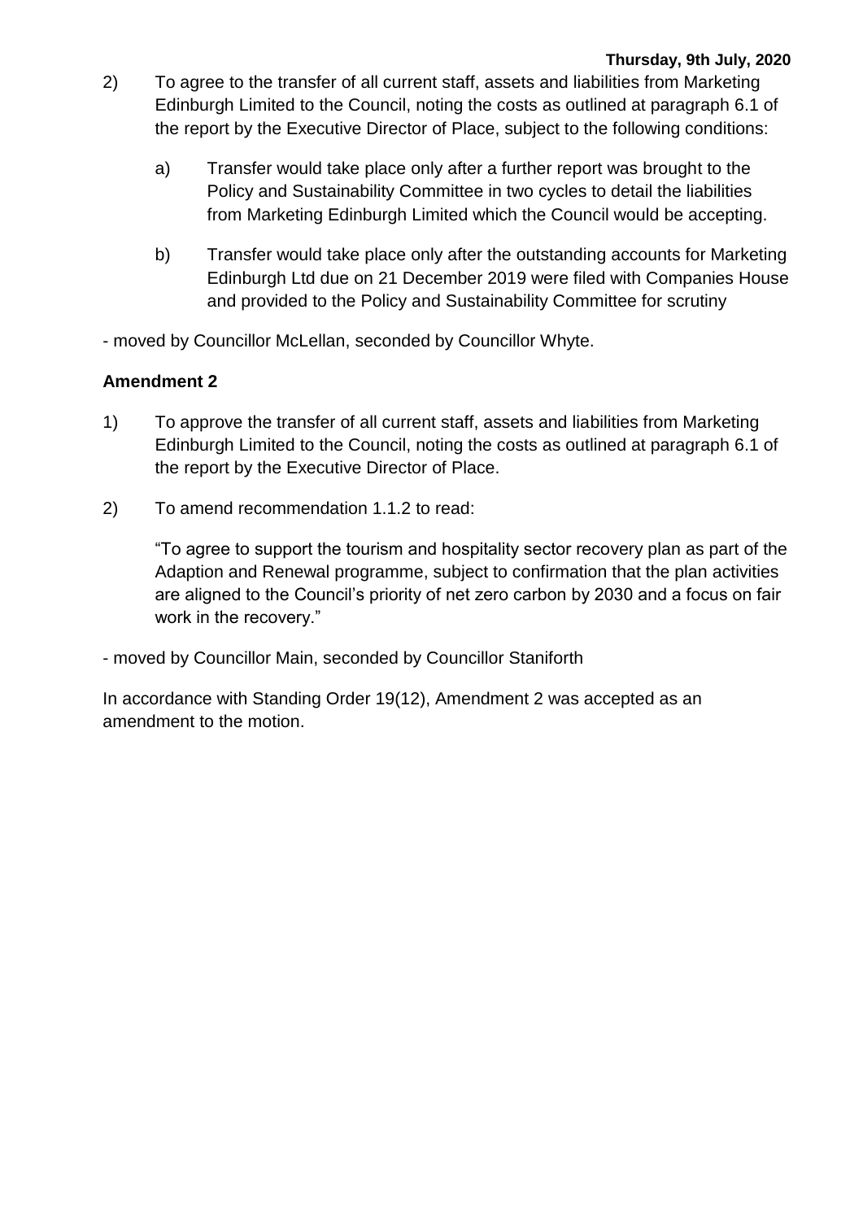2) To agree to the transfer of all current staff, assets and liabilities from Marketing Edinburgh Limited to the Council, noting the costs as outlined at paragraph 6.1 of the report by the Executive Director of Place, subject to the following conditions:

   a) Transfer would take place only after a further report was brought to the Policy and Sustainability Committee in two cycles to detail the liabilities from Marketing Edinburgh Limited which the Council would be accepting.

   b) Transfer would take place only after the outstanding accounts for Marketing Edinburgh Ltd due on 21 December 2019 were filed with Companies House and provided to the Policy and Sustainability Committee for scrutiny

- moved by Councillor McLellan, seconded by Councillor Whyte.

**Amendment 2**

1) To approve the transfer of all current staff, assets and liabilities from Marketing Edinburgh Limited to the Council, noting the costs as outlined at paragraph 6.1 of the report by the Executive Director of Place.

2) To amend recommendation 1.1.2 to read:

   "To agree to support the tourism and hospitality sector recovery plan as part of the Adaption and Renewal programme, subject to confirmation that the plan activities are aligned to the Council's priority of net zero carbon by 2030 and a focus on fair work in the recovery."

- moved by Councillor Main, seconded by Councillor Staniforth

In accordance with Standing Order 19(12), Amendment 2 was accepted as an amendment to the motion.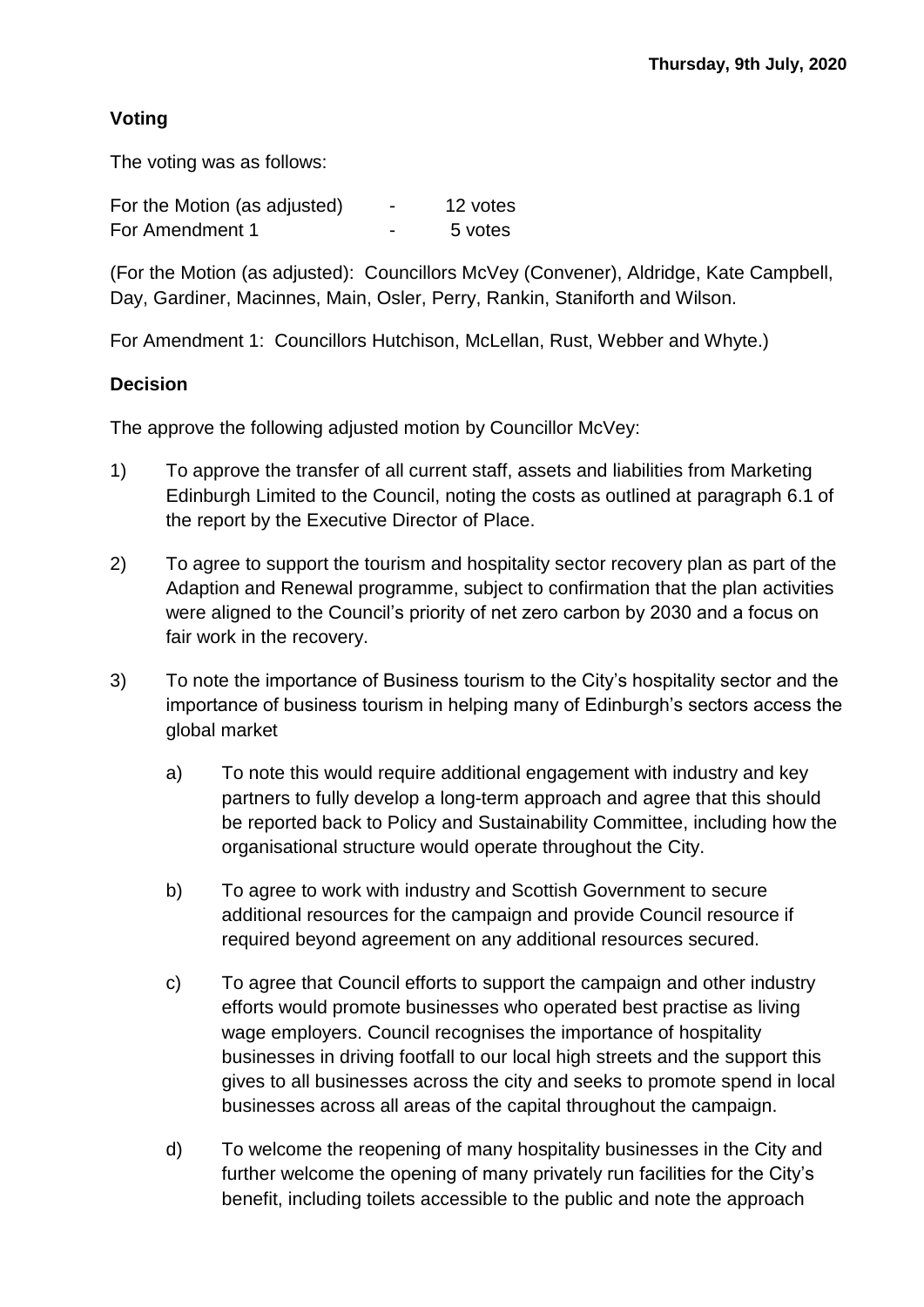**Voting**

The voting was as follows:

| | | |
|---|---|---|
| For the Motion (as adjusted) | - | 12 votes |
| For Amendment 1 | - | 5 votes |

(For the Motion (as adjusted): Councillors McVey (Convener), Aldridge, Kate Campbell, Day, Gardiner, Macinnes, Main, Osler, Perry, Rankin, Staniforth and Wilson.

For Amendment 1: Councillors Hutchison, McLellan, Rust, Webber and Whyte.)

**Decision**

The approve the following adjusted motion by Councillor McVey:

1) To approve the transfer of all current staff, assets and liabilities from Marketing Edinburgh Limited to the Council, noting the costs as outlined at paragraph 6.1 of the report by the Executive Director of Place.

2) To agree to support the tourism and hospitality sector recovery plan as part of the Adaption and Renewal programme, subject to confirmation that the plan activities were aligned to the Council's priority of net zero carbon by 2030 and a focus on fair work in the recovery.

3) To note the importance of Business tourism to the City's hospitality sector and the importance of business tourism in helping many of Edinburgh's sectors access the global market

   a) To note this would require additional engagement with industry and key partners to fully develop a long-term approach and agree that this should be reported back to Policy and Sustainability Committee, including how the organisational structure would operate throughout the City.

   b) To agree to work with industry and Scottish Government to secure additional resources for the campaign and provide Council resource if required beyond agreement on any additional resources secured.

   c) To agree that Council efforts to support the campaign and other industry efforts would promote businesses who operated best practise as living wage employers. Council recognises the importance of hospitality businesses in driving footfall to our local high streets and the support this gives to all businesses across the city and seeks to promote spend in local businesses across all areas of the capital throughout the campaign.

   d) To welcome the reopening of many hospitality businesses in the City and further welcome the opening of many privately run facilities for the City's benefit, including toilets accessible to the public and note the approach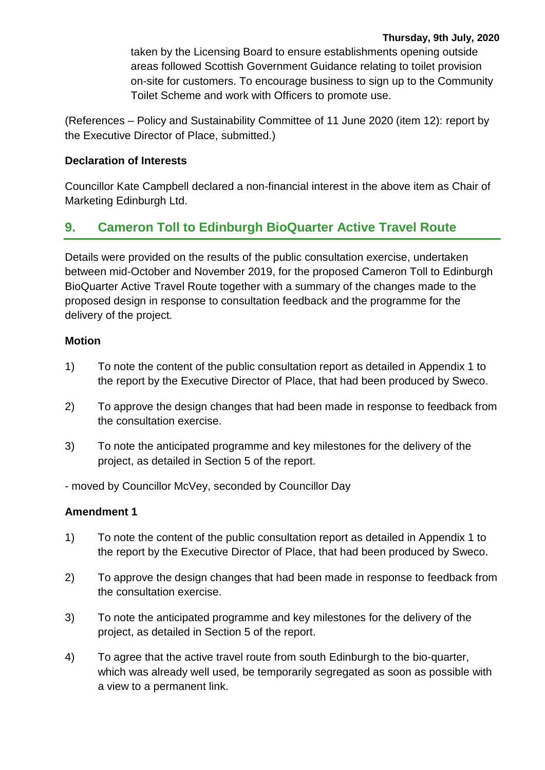taken by the Licensing Board to ensure establishments opening outside areas followed Scottish Government Guidance relating to toilet provision on-site for customers. To encourage business to sign up to the Community Toilet Scheme and work with Officers to promote use.

(References – Policy and Sustainability Committee of 11 June 2020 (item 12): report by the Executive Director of Place, submitted.)

**Declaration of Interests**

Councillor Kate Campbell declared a non-financial interest in the above item as Chair of Marketing Edinburgh Ltd.

## 9. Cameron Toll to Edinburgh BioQuarter Active Travel Route

Details were provided on the results of the public consultation exercise, undertaken between mid-October and November 2019, for the proposed Cameron Toll to Edinburgh BioQuarter Active Travel Route together with a summary of the changes made to the proposed design in response to consultation feedback and the programme for the delivery of the project.

**Motion**

1) To note the content of the public consultation report as detailed in Appendix 1 to the report by the Executive Director of Place, that had been produced by Sweco.

2) To approve the design changes that had been made in response to feedback from the consultation exercise.

3) To note the anticipated programme and key milestones for the delivery of the project, as detailed in Section 5 of the report.

- moved by Councillor McVey, seconded by Councillor Day

**Amendment 1**

1) To note the content of the public consultation report as detailed in Appendix 1 to the report by the Executive Director of Place, that had been produced by Sweco.

2) To approve the design changes that had been made in response to feedback from the consultation exercise.

3) To note the anticipated programme and key milestones for the delivery of the project, as detailed in Section 5 of the report.

4) To agree that the active travel route from south Edinburgh to the bio-quarter, which was already well used, be temporarily segregated as soon as possible with a view to a permanent link.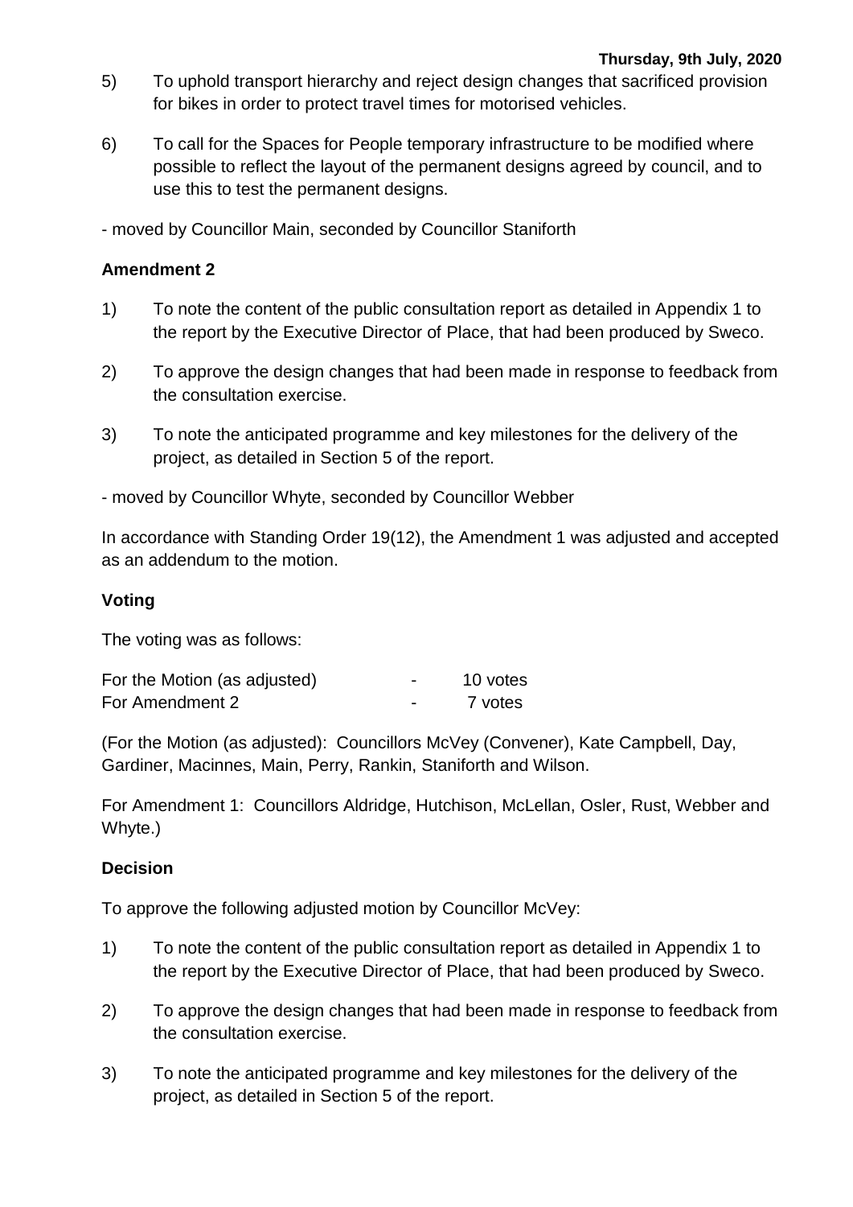5) To uphold transport hierarchy and reject design changes that sacrificed provision for bikes in order to protect travel times for motorised vehicles.

6) To call for the Spaces for People temporary infrastructure to be modified where possible to reflect the layout of the permanent designs agreed by council, and to use this to test the permanent designs.

- moved by Councillor Main, seconded by Councillor Staniforth

**Amendment 2**

1) To note the content of the public consultation report as detailed in Appendix 1 to the report by the Executive Director of Place, that had been produced by Sweco.

2) To approve the design changes that had been made in response to feedback from the consultation exercise.

3) To note the anticipated programme and key milestones for the delivery of the project, as detailed in Section 5 of the report.

- moved by Councillor Whyte, seconded by Councillor Webber

In accordance with Standing Order 19(12), the Amendment 1 was adjusted and accepted as an addendum to the motion.

**Voting**

The voting was as follows:

| | | |
|---|---|---|
| For the Motion (as adjusted) | - | 10 votes |
| For Amendment 2 | - | 7 votes |

(For the Motion (as adjusted): Councillors McVey (Convener), Kate Campbell, Day, Gardiner, Macinnes, Main, Perry, Rankin, Staniforth and Wilson.

For Amendment 1: Councillors Aldridge, Hutchison, McLellan, Osler, Rust, Webber and Whyte.)

**Decision**

To approve the following adjusted motion by Councillor McVey:

1) To note the content of the public consultation report as detailed in Appendix 1 to the report by the Executive Director of Place, that had been produced by Sweco.

2) To approve the design changes that had been made in response to feedback from the consultation exercise.

3) To note the anticipated programme and key milestones for the delivery of the project, as detailed in Section 5 of the report.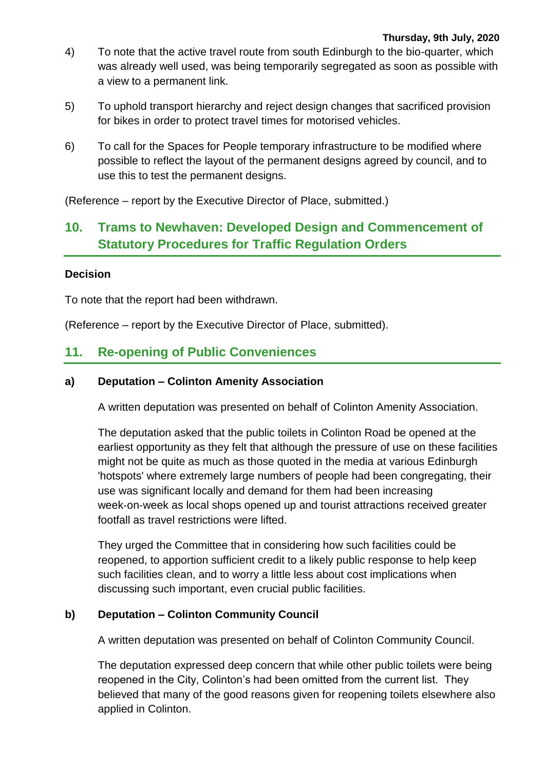4) To note that the active travel route from south Edinburgh to the bio-quarter, which was already well used, was being temporarily segregated as soon as possible with a view to a permanent link.

5) To uphold transport hierarchy and reject design changes that sacrificed provision for bikes in order to protect travel times for motorised vehicles.

6) To call for the Spaces for People temporary infrastructure to be modified where possible to reflect the layout of the permanent designs agreed by council, and to use this to test the permanent designs.

(Reference – report by the Executive Director of Place, submitted.)

## 10. Trams to Newhaven: Developed Design and Commencement of Statutory Procedures for Traffic Regulation Orders

**Decision**

To note that the report had been withdrawn.

(Reference – report by the Executive Director of Place, submitted).

## 11. Re-opening of Public Conveniences

**a) Deputation – Colinton Amenity Association**

A written deputation was presented on behalf of Colinton Amenity Association.

The deputation asked that the public toilets in Colinton Road be opened at the earliest opportunity as they felt that although the pressure of use on these facilities might not be quite as much as those quoted in the media at various Edinburgh 'hotspots' where extremely large numbers of people had been congregating, their use was significant locally and demand for them had been increasing week-on-week as local shops opened up and tourist attractions received greater footfall as travel restrictions were lifted.

They urged the Committee that in considering how such facilities could be reopened, to apportion sufficient credit to a likely public response to help keep such facilities clean, and to worry a little less about cost implications when discussing such important, even crucial public facilities.

**b) Deputation – Colinton Community Council**

A written deputation was presented on behalf of Colinton Community Council.

The deputation expressed deep concern that while other public toilets were being reopened in the City, Colinton's had been omitted from the current list. They believed that many of the good reasons given for reopening toilets elsewhere also applied in Colinton.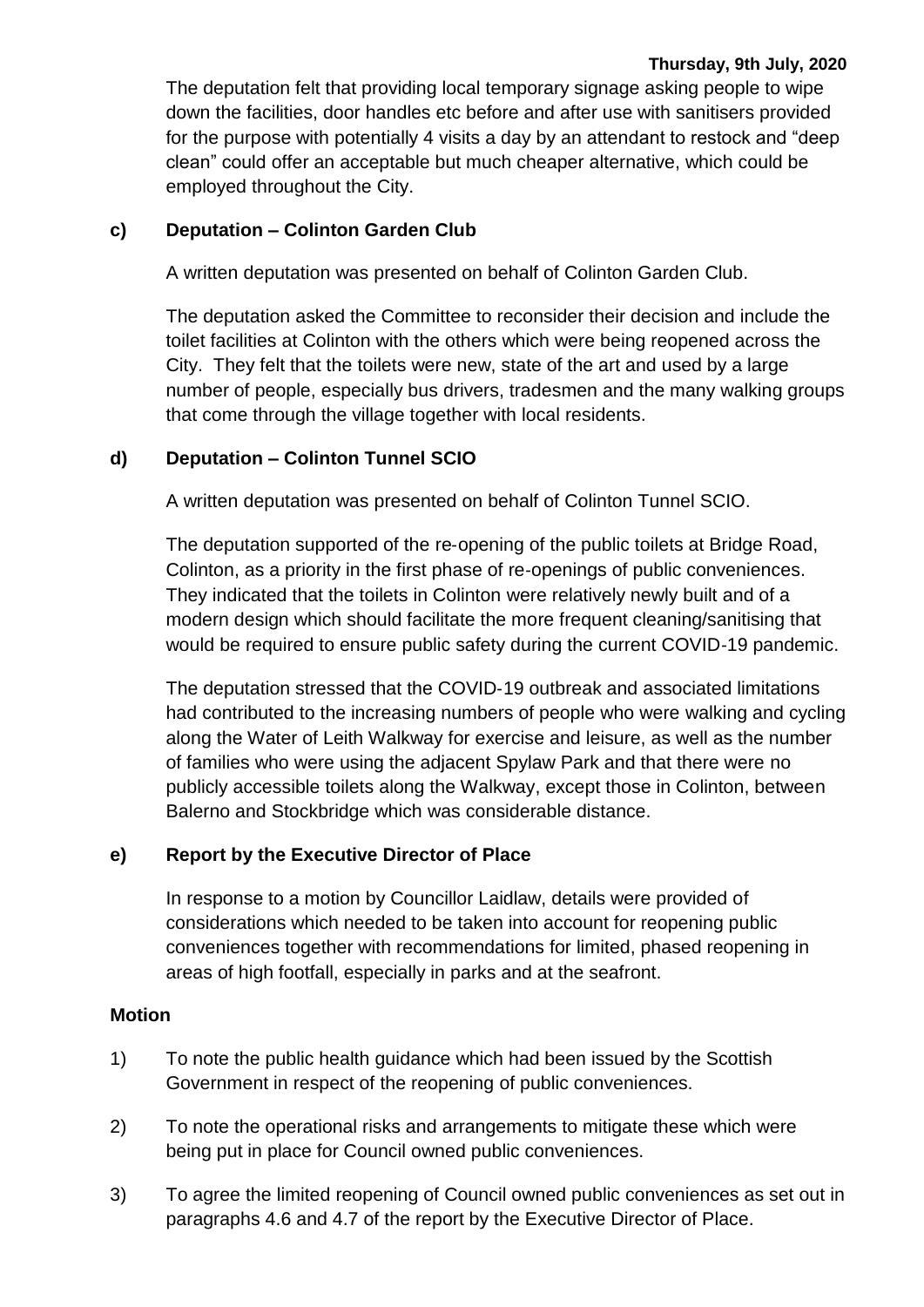The deputation felt that providing local temporary signage asking people to wipe down the facilities, door handles etc before and after use with sanitisers provided for the purpose with potentially 4 visits a day by an attendant to restock and "deep clean" could offer an acceptable but much cheaper alternative, which could be employed throughout the City.

**c) Deputation – Colinton Garden Club**

A written deputation was presented on behalf of Colinton Garden Club.

The deputation asked the Committee to reconsider their decision and include the toilet facilities at Colinton with the others which were being reopened across the City. They felt that the toilets were new, state of the art and used by a large number of people, especially bus drivers, tradesmen and the many walking groups that come through the village together with local residents.

**d) Deputation – Colinton Tunnel SCIO**

A written deputation was presented on behalf of Colinton Tunnel SCIO.

The deputation supported of the re-opening of the public toilets at Bridge Road, Colinton, as a priority in the first phase of re-openings of public conveniences. They indicated that the toilets in Colinton were relatively newly built and of a modern design which should facilitate the more frequent cleaning/sanitising that would be required to ensure public safety during the current COVID-19 pandemic.

The deputation stressed that the COVID-19 outbreak and associated limitations had contributed to the increasing numbers of people who were walking and cycling along the Water of Leith Walkway for exercise and leisure, as well as the number of families who were using the adjacent Spylaw Park and that there were no publicly accessible toilets along the Walkway, except those in Colinton, between Balerno and Stockbridge which was considerable distance.

**e) Report by the Executive Director of Place**

In response to a motion by Councillor Laidlaw, details were provided of considerations which needed to be taken into account for reopening public conveniences together with recommendations for limited, phased reopening in areas of high footfall, especially in parks and at the seafront.

**Motion**

1) To note the public health guidance which had been issued by the Scottish Government in respect of the reopening of public conveniences.

2) To note the operational risks and arrangements to mitigate these which were being put in place for Council owned public conveniences.

3) To agree the limited reopening of Council owned public conveniences as set out in paragraphs 4.6 and 4.7 of the report by the Executive Director of Place.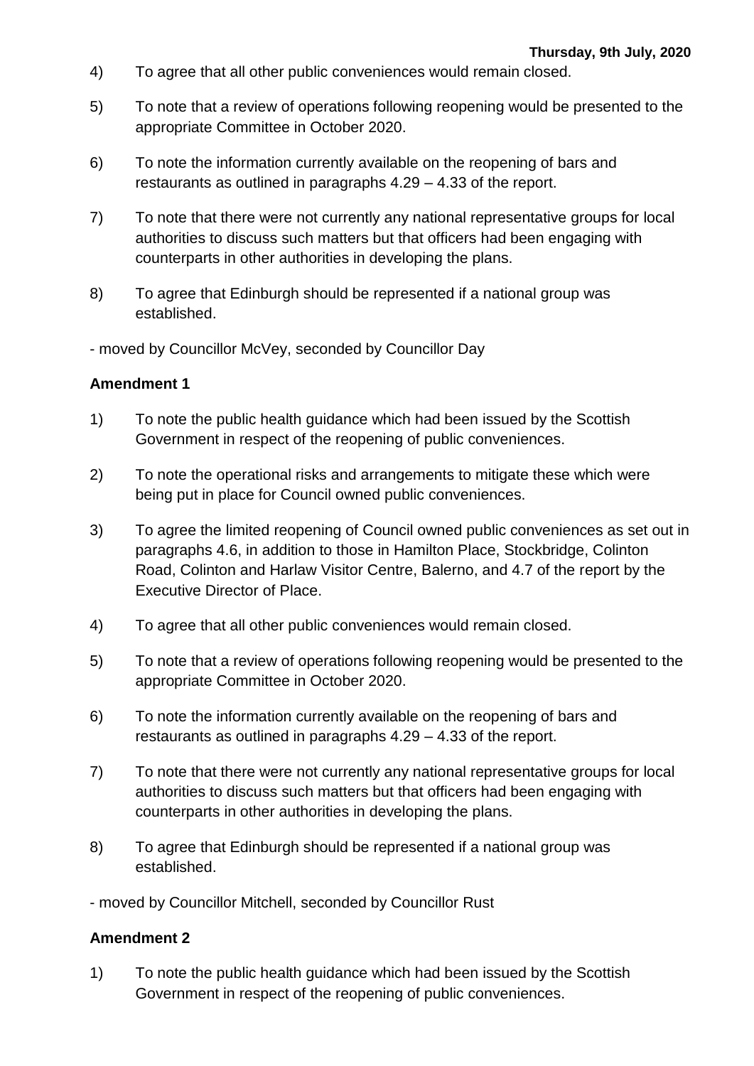4) To agree that all other public conveniences would remain closed.

5) To note that a review of operations following reopening would be presented to the appropriate Committee in October 2020.

6) To note the information currently available on the reopening of bars and restaurants as outlined in paragraphs 4.29 – 4.33 of the report.

7) To note that there were not currently any national representative groups for local authorities to discuss such matters but that officers had been engaging with counterparts in other authorities in developing the plans.

8) To agree that Edinburgh should be represented if a national group was established.

- moved by Councillor McVey, seconded by Councillor Day

**Amendment 1**

1) To note the public health guidance which had been issued by the Scottish Government in respect of the reopening of public conveniences.

2) To note the operational risks and arrangements to mitigate these which were being put in place for Council owned public conveniences.

3) To agree the limited reopening of Council owned public conveniences as set out in paragraphs 4.6, in addition to those in Hamilton Place, Stockbridge, Colinton Road, Colinton and Harlaw Visitor Centre, Balerno, and 4.7 of the report by the Executive Director of Place.

4) To agree that all other public conveniences would remain closed.

5) To note that a review of operations following reopening would be presented to the appropriate Committee in October 2020.

6) To note the information currently available on the reopening of bars and restaurants as outlined in paragraphs 4.29 – 4.33 of the report.

7) To note that there were not currently any national representative groups for local authorities to discuss such matters but that officers had been engaging with counterparts in other authorities in developing the plans.

8) To agree that Edinburgh should be represented if a national group was established.

- moved by Councillor Mitchell, seconded by Councillor Rust

**Amendment 2**

1) To note the public health guidance which had been issued by the Scottish Government in respect of the reopening of public conveniences.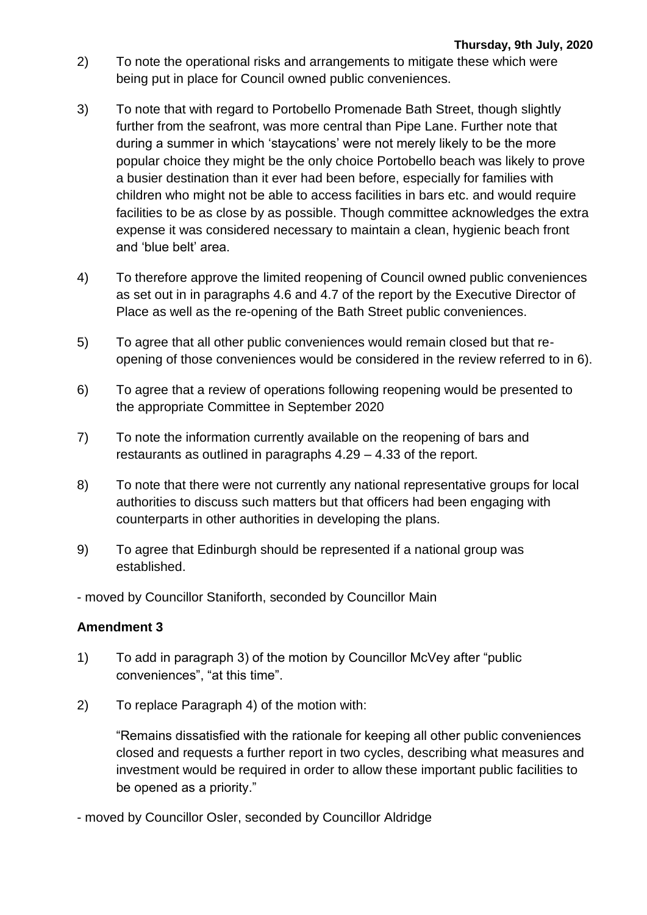2) To note the operational risks and arrangements to mitigate these which were being put in place for Council owned public conveniences.

3) To note that with regard to Portobello Promenade Bath Street, though slightly further from the seafront, was more central than Pipe Lane. Further note that during a summer in which 'staycations' were not merely likely to be the more popular choice they might be the only choice Portobello beach was likely to prove a busier destination than it ever had been before, especially for families with children who might not be able to access facilities in bars etc. and would require facilities to be as close by as possible. Though committee acknowledges the extra expense it was considered necessary to maintain a clean, hygienic beach front and 'blue belt' area.

4) To therefore approve the limited reopening of Council owned public conveniences as set out in in paragraphs 4.6 and 4.7 of the report by the Executive Director of Place as well as the re-opening of the Bath Street public conveniences.

5) To agree that all other public conveniences would remain closed but that re-opening of those conveniences would be considered in the review referred to in 6).

6) To agree that a review of operations following reopening would be presented to the appropriate Committee in September 2020

7) To note the information currently available on the reopening of bars and restaurants as outlined in paragraphs 4.29 – 4.33 of the report.

8) To note that there were not currently any national representative groups for local authorities to discuss such matters but that officers had been engaging with counterparts in other authorities in developing the plans.

9) To agree that Edinburgh should be represented if a national group was established.

- moved by Councillor Staniforth, seconded by Councillor Main

**Amendment 3**

1) To add in paragraph 3) of the motion by Councillor McVey after "public conveniences", "at this time".

2) To replace Paragraph 4) of the motion with:

   "Remains dissatisfied with the rationale for keeping all other public conveniences closed and requests a further report in two cycles, describing what measures and investment would be required in order to allow these important public facilities to be opened as a priority."

- moved by Councillor Osler, seconded by Councillor Aldridge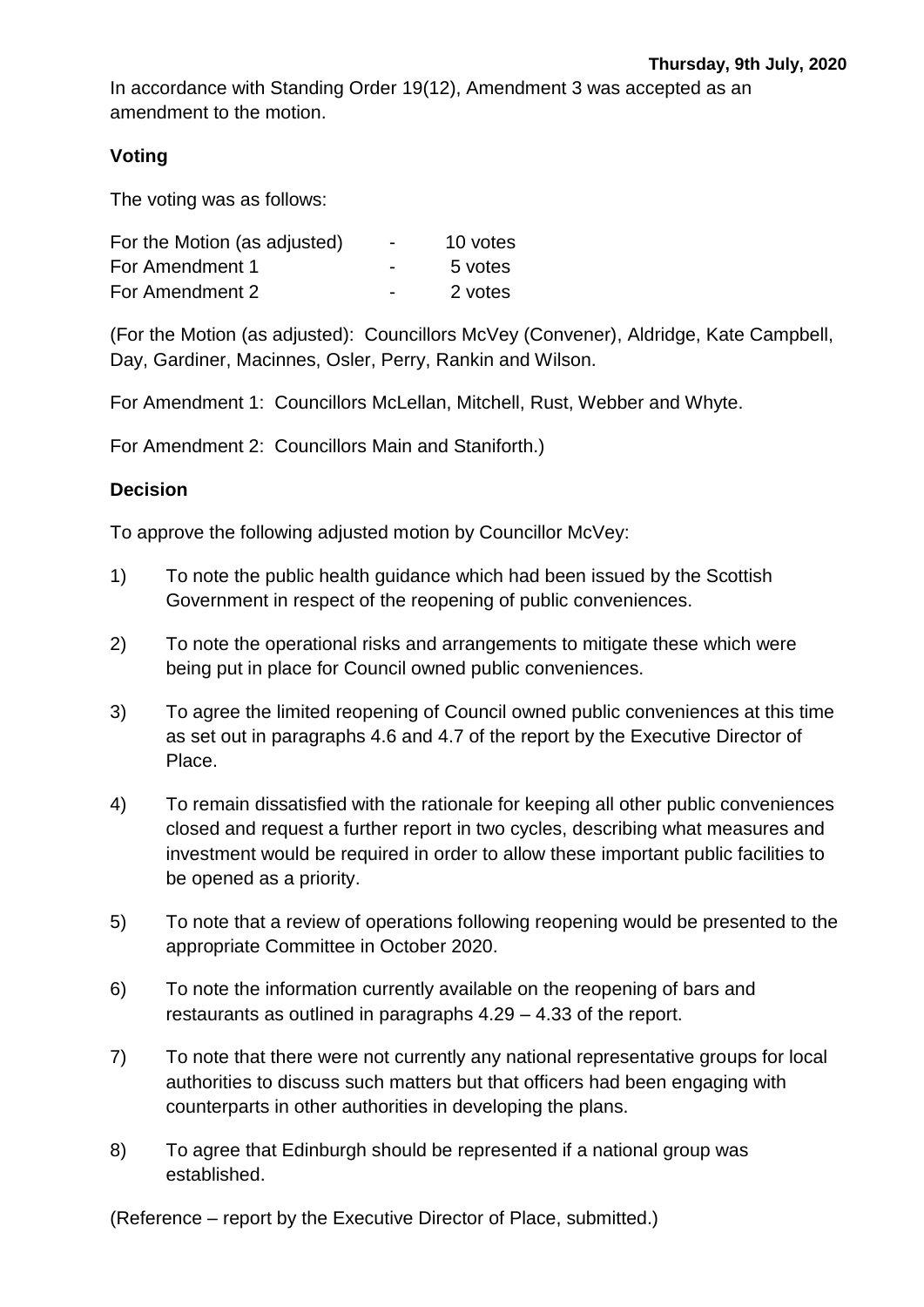In accordance with Standing Order 19(12), Amendment 3 was accepted as an amendment to the motion.

**Voting**

The voting was as follows:

| | | |
|---|---|---|
| For the Motion (as adjusted) | - | 10 votes |
| For Amendment 1 | - | 5 votes |
| For Amendment 2 | - | 2 votes |

(For the Motion (as adjusted): Councillors McVey (Convener), Aldridge, Kate Campbell, Day, Gardiner, Macinnes, Osler, Perry, Rankin and Wilson.

For Amendment 1: Councillors McLellan, Mitchell, Rust, Webber and Whyte.

For Amendment 2: Councillors Main and Staniforth.)

**Decision**

To approve the following adjusted motion by Councillor McVey:

1) To note the public health guidance which had been issued by the Scottish Government in respect of the reopening of public conveniences.

2) To note the operational risks and arrangements to mitigate these which were being put in place for Council owned public conveniences.

3) To agree the limited reopening of Council owned public conveniences at this time as set out in paragraphs 4.6 and 4.7 of the report by the Executive Director of Place.

4) To remain dissatisfied with the rationale for keeping all other public conveniences closed and request a further report in two cycles, describing what measures and investment would be required in order to allow these important public facilities to be opened as a priority.

5) To note that a review of operations following reopening would be presented to the appropriate Committee in October 2020.

6) To note the information currently available on the reopening of bars and restaurants as outlined in paragraphs 4.29 – 4.33 of the report.

7) To note that there were not currently any national representative groups for local authorities to discuss such matters but that officers had been engaging with counterparts in other authorities in developing the plans.

8) To agree that Edinburgh should be represented if a national group was established.

(Reference – report by the Executive Director of Place, submitted.)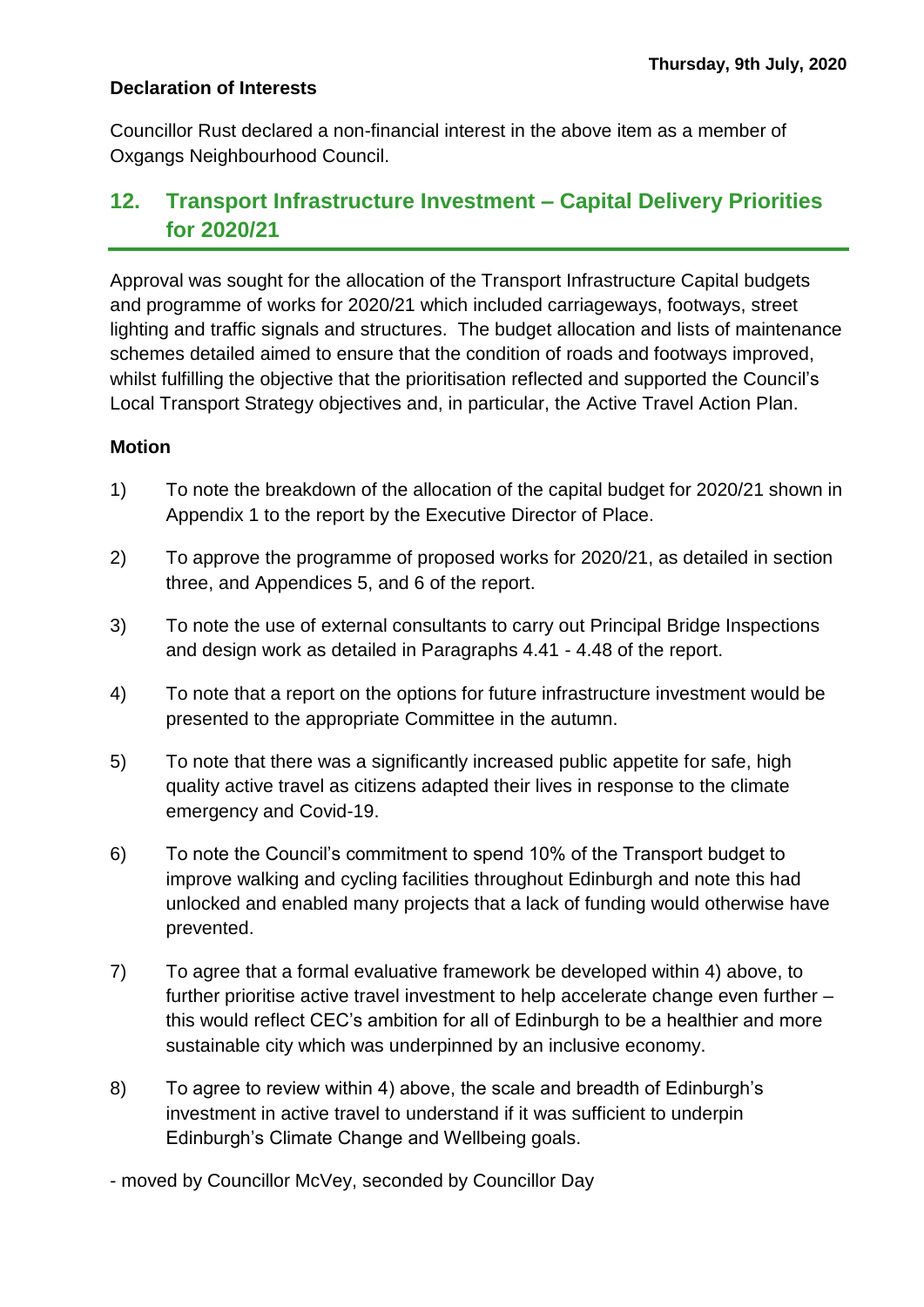**Declaration of Interests**

Councillor Rust declared a non-financial interest in the above item as a member of Oxgangs Neighbourhood Council.

## 12. Transport Infrastructure Investment – Capital Delivery Priorities for 2020/21

Approval was sought for the allocation of the Transport Infrastructure Capital budgets and programme of works for 2020/21 which included carriageways, footways, street lighting and traffic signals and structures. The budget allocation and lists of maintenance schemes detailed aimed to ensure that the condition of roads and footways improved, whilst fulfilling the objective that the prioritisation reflected and supported the Council's Local Transport Strategy objectives and, in particular, the Active Travel Action Plan.

**Motion**

1) To note the breakdown of the allocation of the capital budget for 2020/21 shown in Appendix 1 to the report by the Executive Director of Place.

2) To approve the programme of proposed works for 2020/21, as detailed in section three, and Appendices 5, and 6 of the report.

3) To note the use of external consultants to carry out Principal Bridge Inspections and design work as detailed in Paragraphs 4.41 - 4.48 of the report.

4) To note that a report on the options for future infrastructure investment would be presented to the appropriate Committee in the autumn.

5) To note that there was a significantly increased public appetite for safe, high quality active travel as citizens adapted their lives in response to the climate emergency and Covid-19.

6) To note the Council's commitment to spend 10% of the Transport budget to improve walking and cycling facilities throughout Edinburgh and note this had unlocked and enabled many projects that a lack of funding would otherwise have prevented.

7) To agree that a formal evaluative framework be developed within 4) above, to further prioritise active travel investment to help accelerate change even further – this would reflect CEC's ambition for all of Edinburgh to be a healthier and more sustainable city which was underpinned by an inclusive economy.

8) To agree to review within 4) above, the scale and breadth of Edinburgh's investment in active travel to understand if it was sufficient to underpin Edinburgh's Climate Change and Wellbeing goals.

- moved by Councillor McVey, seconded by Councillor Day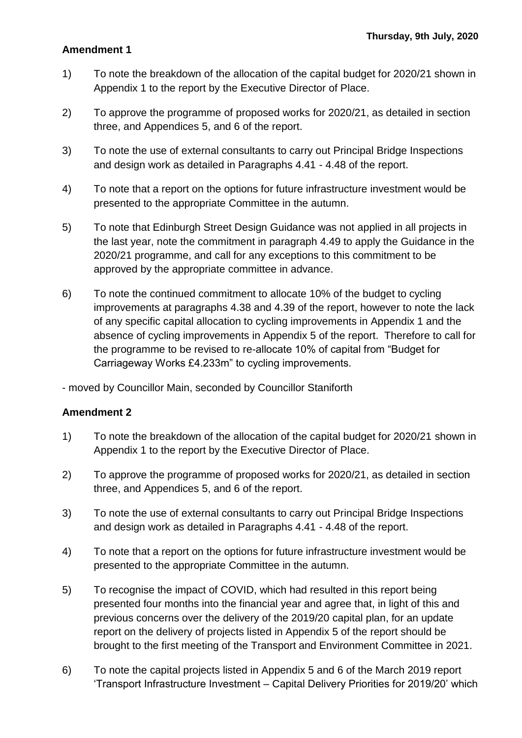**Thursday, 9th July, 2020**

**Amendment 1**

1) To note the breakdown of the allocation of the capital budget for 2020/21 shown in Appendix 1 to the report by the Executive Director of Place.

2) To approve the programme of proposed works for 2020/21, as detailed in section three, and Appendices 5, and 6 of the report.

3) To note the use of external consultants to carry out Principal Bridge Inspections and design work as detailed in Paragraphs 4.41 - 4.48 of the report.

4) To note that a report on the options for future infrastructure investment would be presented to the appropriate Committee in the autumn.

5) To note that Edinburgh Street Design Guidance was not applied in all projects in the last year, note the commitment in paragraph 4.49 to apply the Guidance in the 2020/21 programme, and call for any exceptions to this commitment to be approved by the appropriate committee in advance.

6) To note the continued commitment to allocate 10% of the budget to cycling improvements at paragraphs 4.38 and 4.39 of the report, however to note the lack of any specific capital allocation to cycling improvements in Appendix 1 and the absence of cycling improvements in Appendix 5 of the report. Therefore to call for the programme to be revised to re-allocate 10% of capital from "Budget for Carriageway Works £4.233m" to cycling improvements.

- moved by Councillor Main, seconded by Councillor Staniforth

**Amendment 2**

1) To note the breakdown of the allocation of the capital budget for 2020/21 shown in Appendix 1 to the report by the Executive Director of Place.

2) To approve the programme of proposed works for 2020/21, as detailed in section three, and Appendices 5, and 6 of the report.

3) To note the use of external consultants to carry out Principal Bridge Inspections and design work as detailed in Paragraphs 4.41 - 4.48 of the report.

4) To note that a report on the options for future infrastructure investment would be presented to the appropriate Committee in the autumn.

5) To recognise the impact of COVID, which had resulted in this report being presented four months into the financial year and agree that, in light of this and previous concerns over the delivery of the 2019/20 capital plan, for an update report on the delivery of projects listed in Appendix 5 of the report should be brought to the first meeting of the Transport and Environment Committee in 2021.

6) To note the capital projects listed in Appendix 5 and 6 of the March 2019 report 'Transport Infrastructure Investment – Capital Delivery Priorities for 2019/20' which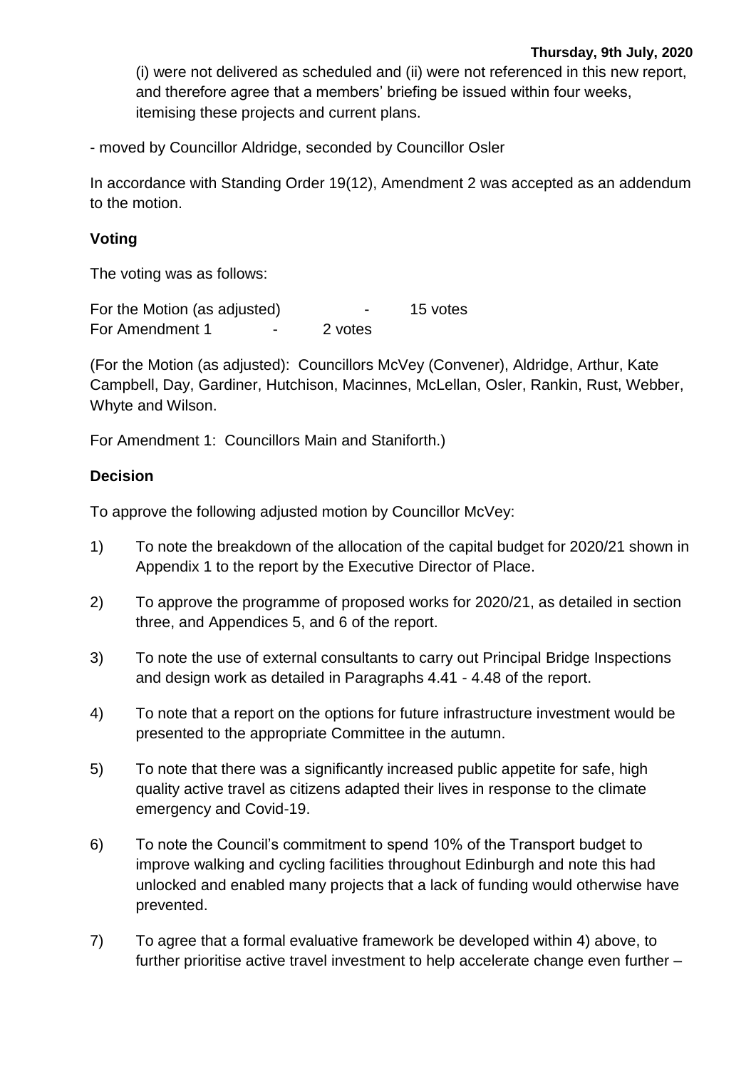(i) were not delivered as scheduled and (ii) were not referenced in this new report, and therefore agree that a members' briefing be issued within four weeks, itemising these projects and current plans.

- moved by Councillor Aldridge, seconded by Councillor Osler

In accordance with Standing Order 19(12), Amendment 2 was accepted as an addendum to the motion.

**Voting**

The voting was as follows:

For the Motion (as adjusted) - 15 votes
For Amendment 1 - 2 votes

(For the Motion (as adjusted): Councillors McVey (Convener), Aldridge, Arthur, Kate Campbell, Day, Gardiner, Hutchison, Macinnes, McLellan, Osler, Rankin, Rust, Webber, Whyte and Wilson.

For Amendment 1: Councillors Main and Staniforth.)

**Decision**

To approve the following adjusted motion by Councillor McVey:

1) To note the breakdown of the allocation of the capital budget for 2020/21 shown in Appendix 1 to the report by the Executive Director of Place.

2) To approve the programme of proposed works for 2020/21, as detailed in section three, and Appendices 5, and 6 of the report.

3) To note the use of external consultants to carry out Principal Bridge Inspections and design work as detailed in Paragraphs 4.41 - 4.48 of the report.

4) To note that a report on the options for future infrastructure investment would be presented to the appropriate Committee in the autumn.

5) To note that there was a significantly increased public appetite for safe, high quality active travel as citizens adapted their lives in response to the climate emergency and Covid-19.

6) To note the Council's commitment to spend 10% of the Transport budget to improve walking and cycling facilities throughout Edinburgh and note this had unlocked and enabled many projects that a lack of funding would otherwise have prevented.

7) To agree that a formal evaluative framework be developed within 4) above, to further prioritise active travel investment to help accelerate change even further –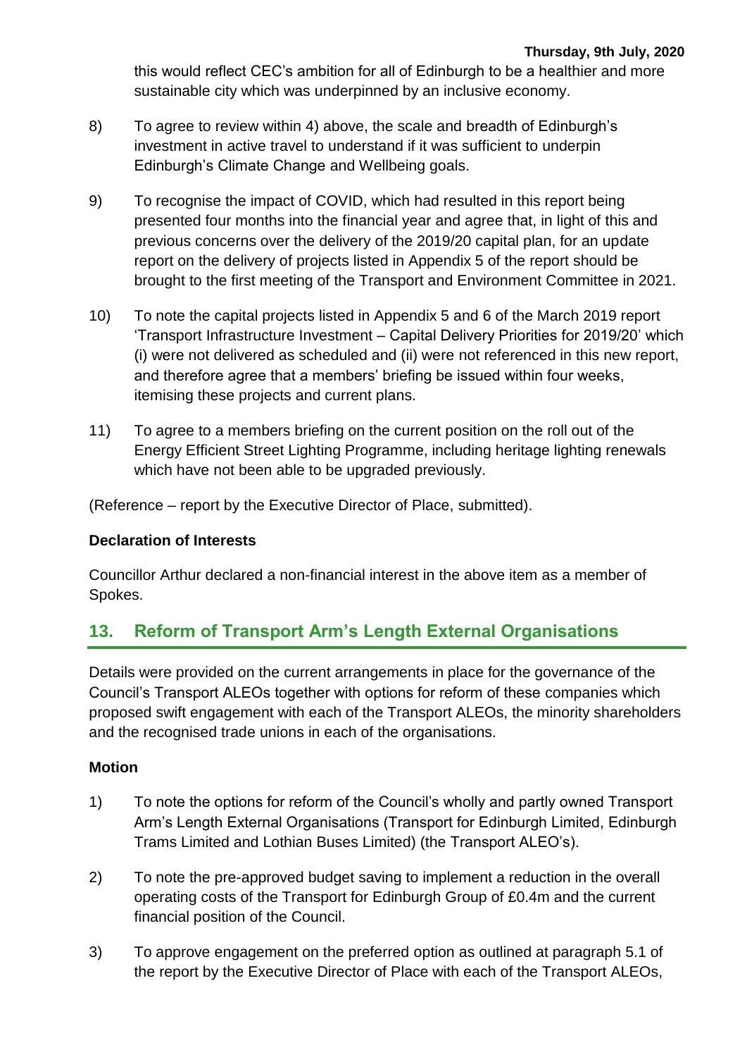this would reflect CEC's ambition for all of Edinburgh to be a healthier and more sustainable city which was underpinned by an inclusive economy.

8) To agree to review within 4) above, the scale and breadth of Edinburgh's investment in active travel to understand if it was sufficient to underpin Edinburgh's Climate Change and Wellbeing goals.

9) To recognise the impact of COVID, which had resulted in this report being presented four months into the financial year and agree that, in light of this and previous concerns over the delivery of the 2019/20 capital plan, for an update report on the delivery of projects listed in Appendix 5 of the report should be brought to the first meeting of the Transport and Environment Committee in 2021.

10) To note the capital projects listed in Appendix 5 and 6 of the March 2019 report 'Transport Infrastructure Investment – Capital Delivery Priorities for 2019/20' which (i) were not delivered as scheduled and (ii) were not referenced in this new report, and therefore agree that a members' briefing be issued within four weeks, itemising these projects and current plans.

11) To agree to a members briefing on the current position on the roll out of the Energy Efficient Street Lighting Programme, including heritage lighting renewals which have not been able to be upgraded previously.

(Reference – report by the Executive Director of Place, submitted).

**Declaration of Interests**

Councillor Arthur declared a non-financial interest in the above item as a member of Spokes.

## 13. Reform of Transport Arm's Length External Organisations

Details were provided on the current arrangements in place for the governance of the Council's Transport ALEOs together with options for reform of these companies which proposed swift engagement with each of the Transport ALEOs, the minority shareholders and the recognised trade unions in each of the organisations.

**Motion**

1) To note the options for reform of the Council's wholly and partly owned Transport Arm's Length External Organisations (Transport for Edinburgh Limited, Edinburgh Trams Limited and Lothian Buses Limited) (the Transport ALEO's).

2) To note the pre-approved budget saving to implement a reduction in the overall operating costs of the Transport for Edinburgh Group of £0.4m and the current financial position of the Council.

3) To approve engagement on the preferred option as outlined at paragraph 5.1 of the report by the Executive Director of Place with each of the Transport ALEOs,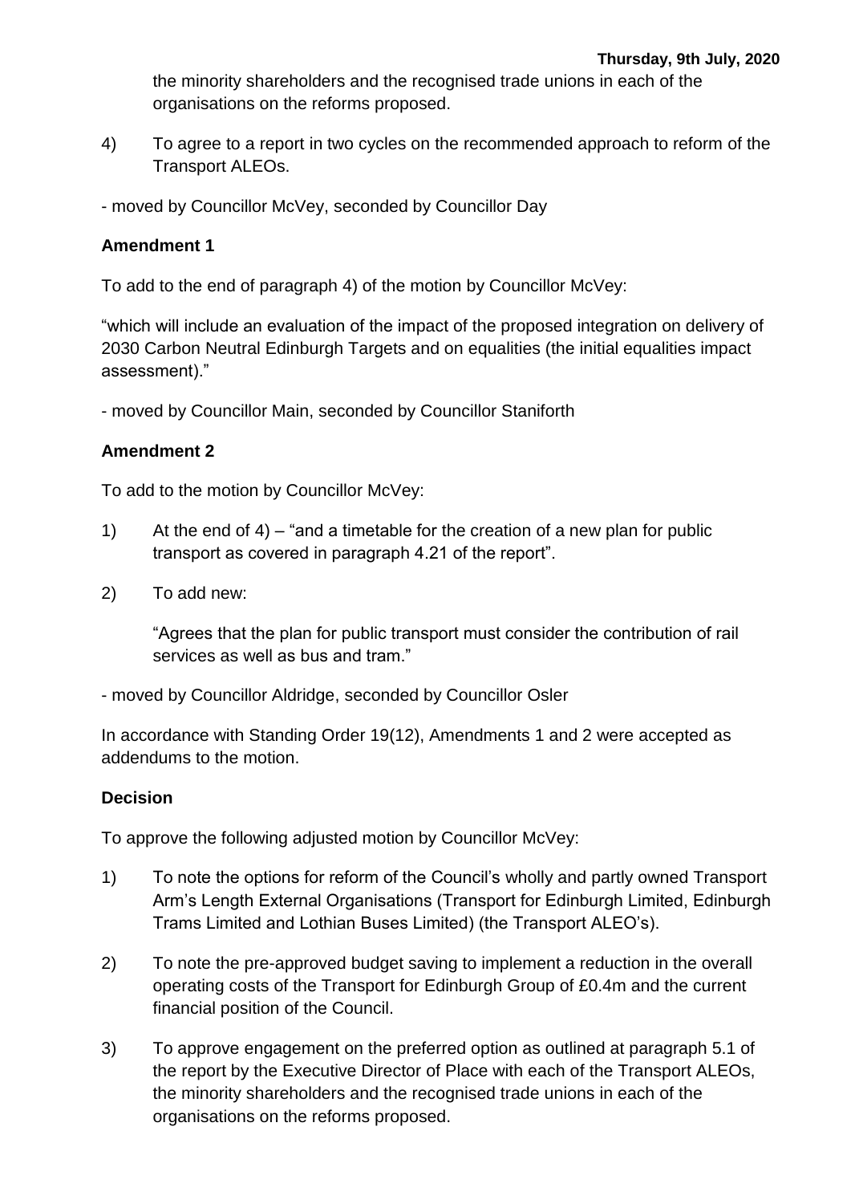the minority shareholders and the recognised trade unions in each of the organisations on the reforms proposed.

4) To agree to a report in two cycles on the recommended approach to reform of the Transport ALEOs.

- moved by Councillor McVey, seconded by Councillor Day

**Amendment 1**

To add to the end of paragraph 4) of the motion by Councillor McVey:

"which will include an evaluation of the impact of the proposed integration on delivery of 2030 Carbon Neutral Edinburgh Targets and on equalities (the initial equalities impact assessment)."

- moved by Councillor Main, seconded by Councillor Staniforth

**Amendment 2**

To add to the motion by Councillor McVey:

1) At the end of 4) – "and a timetable for the creation of a new plan for public transport as covered in paragraph 4.21 of the report".

2) To add new:

   "Agrees that the plan for public transport must consider the contribution of rail services as well as bus and tram."

- moved by Councillor Aldridge, seconded by Councillor Osler

In accordance with Standing Order 19(12), Amendments 1 and 2 were accepted as addendums to the motion.

**Decision**

To approve the following adjusted motion by Councillor McVey:

1) To note the options for reform of the Council's wholly and partly owned Transport Arm's Length External Organisations (Transport for Edinburgh Limited, Edinburgh Trams Limited and Lothian Buses Limited) (the Transport ALEO's).

2) To note the pre-approved budget saving to implement a reduction in the overall operating costs of the Transport for Edinburgh Group of £0.4m and the current financial position of the Council.

3) To approve engagement on the preferred option as outlined at paragraph 5.1 of the report by the Executive Director of Place with each of the Transport ALEOs, the minority shareholders and the recognised trade unions in each of the organisations on the reforms proposed.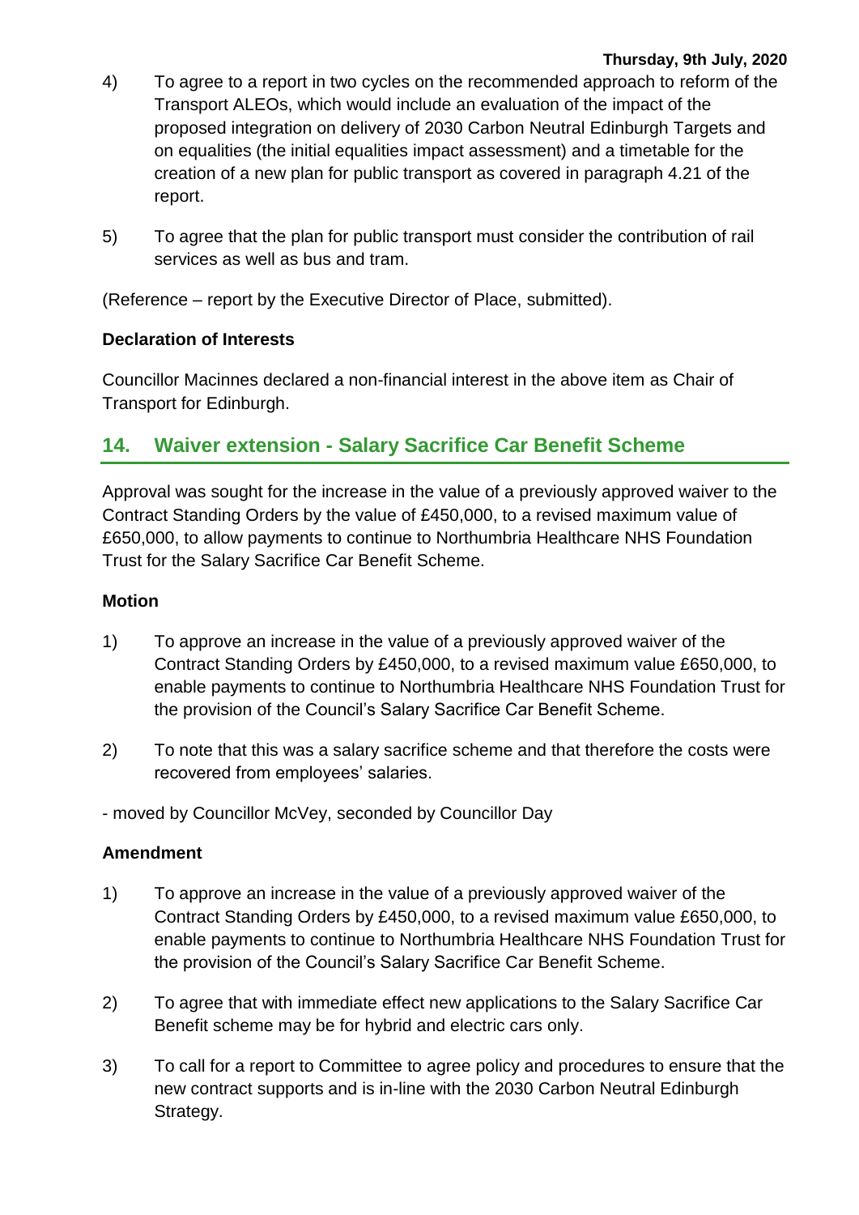4) To agree to a report in two cycles on the recommended approach to reform of the Transport ALEOs, which would include an evaluation of the impact of the proposed integration on delivery of 2030 Carbon Neutral Edinburgh Targets and on equalities (the initial equalities impact assessment) and a timetable for the creation of a new plan for public transport as covered in paragraph 4.21 of the report.

5) To agree that the plan for public transport must consider the contribution of rail services as well as bus and tram.

(Reference – report by the Executive Director of Place, submitted).

**Declaration of Interests**

Councillor Macinnes declared a non-financial interest in the above item as Chair of Transport for Edinburgh.

## 14. Waiver extension - Salary Sacrifice Car Benefit Scheme

Approval was sought for the increase in the value of a previously approved waiver to the Contract Standing Orders by the value of £450,000, to a revised maximum value of £650,000, to allow payments to continue to Northumbria Healthcare NHS Foundation Trust for the Salary Sacrifice Car Benefit Scheme.

**Motion**

1) To approve an increase in the value of a previously approved waiver of the Contract Standing Orders by £450,000, to a revised maximum value £650,000, to enable payments to continue to Northumbria Healthcare NHS Foundation Trust for the provision of the Council's Salary Sacrifice Car Benefit Scheme.

2) To note that this was a salary sacrifice scheme and that therefore the costs were recovered from employees' salaries.

- moved by Councillor McVey, seconded by Councillor Day

**Amendment**

1) To approve an increase in the value of a previously approved waiver of the Contract Standing Orders by £450,000, to a revised maximum value £650,000, to enable payments to continue to Northumbria Healthcare NHS Foundation Trust for the provision of the Council's Salary Sacrifice Car Benefit Scheme.

2) To agree that with immediate effect new applications to the Salary Sacrifice Car Benefit scheme may be for hybrid and electric cars only.

3) To call for a report to Committee to agree policy and procedures to ensure that the new contract supports and is in-line with the 2030 Carbon Neutral Edinburgh Strategy.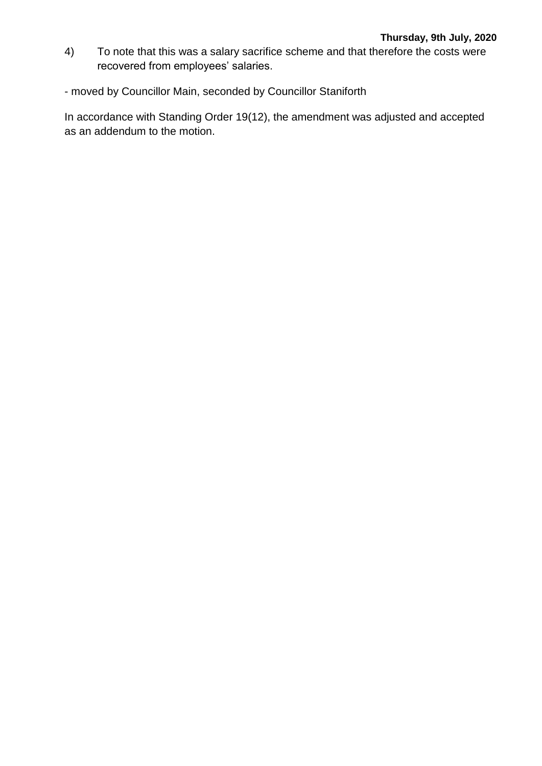4) To note that this was a salary sacrifice scheme and that therefore the costs were recovered from employees' salaries.

- moved by Councillor Main, seconded by Councillor Staniforth

In accordance with Standing Order 19(12), the amendment was adjusted and accepted as an addendum to the motion.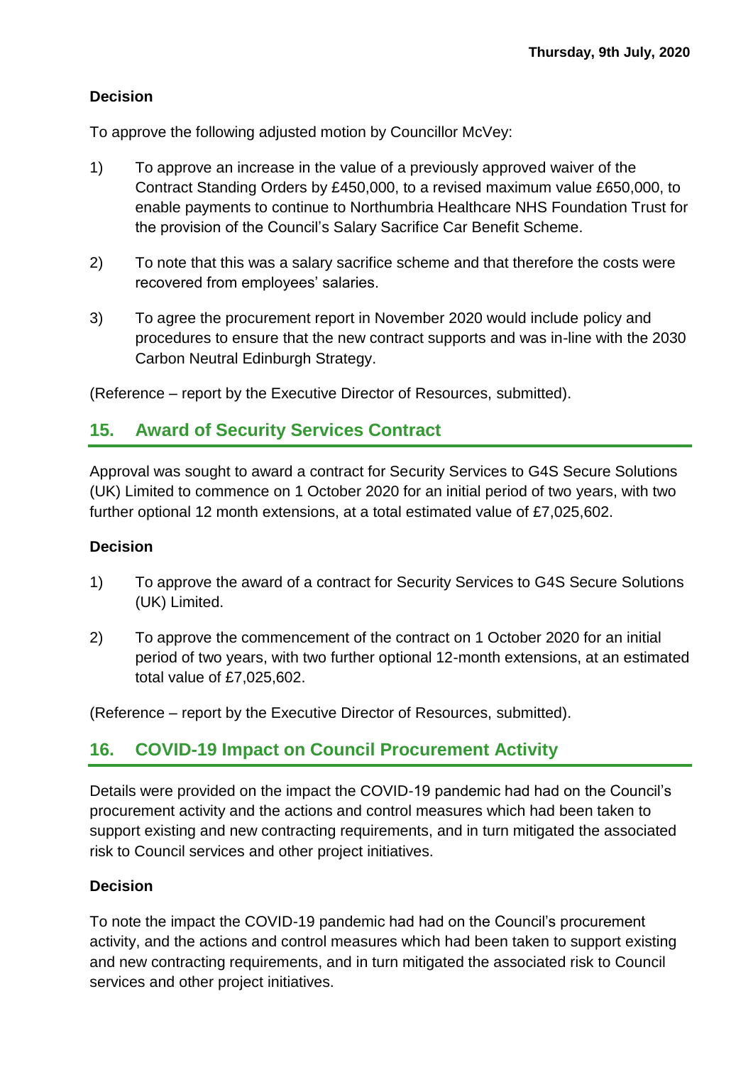### Decision

To approve the following adjusted motion by Councillor McVey:

1) To approve an increase in the value of a previously approved waiver of the Contract Standing Orders by £450,000, to a revised maximum value £650,000, to enable payments to continue to Northumbria Healthcare NHS Foundation Trust for the provision of the Council's Salary Sacrifice Car Benefit Scheme.

2) To note that this was a salary sacrifice scheme and that therefore the costs were recovered from employees' salaries.

3) To agree the procurement report in November 2020 would include policy and procedures to ensure that the new contract supports and was in-line with the 2030 Carbon Neutral Edinburgh Strategy.

(Reference – report by the Executive Director of Resources, submitted).

## 15. Award of Security Services Contract

Approval was sought to award a contract for Security Services to G4S Secure Solutions (UK) Limited to commence on 1 October 2020 for an initial period of two years, with two further optional 12 month extensions, at a total estimated value of £7,025,602.

### Decision

1) To approve the award of a contract for Security Services to G4S Secure Solutions (UK) Limited.

2) To approve the commencement of the contract on 1 October 2020 for an initial period of two years, with two further optional 12-month extensions, at an estimated total value of £7,025,602.

(Reference – report by the Executive Director of Resources, submitted).

## 16. COVID-19 Impact on Council Procurement Activity

Details were provided on the impact the COVID-19 pandemic had had on the Council's procurement activity and the actions and control measures which had been taken to support existing and new contracting requirements, and in turn mitigated the associated risk to Council services and other project initiatives.

### Decision

To note the impact the COVID-19 pandemic had had on the Council's procurement activity, and the actions and control measures which had been taken to support existing and new contracting requirements, and in turn mitigated the associated risk to Council services and other project initiatives.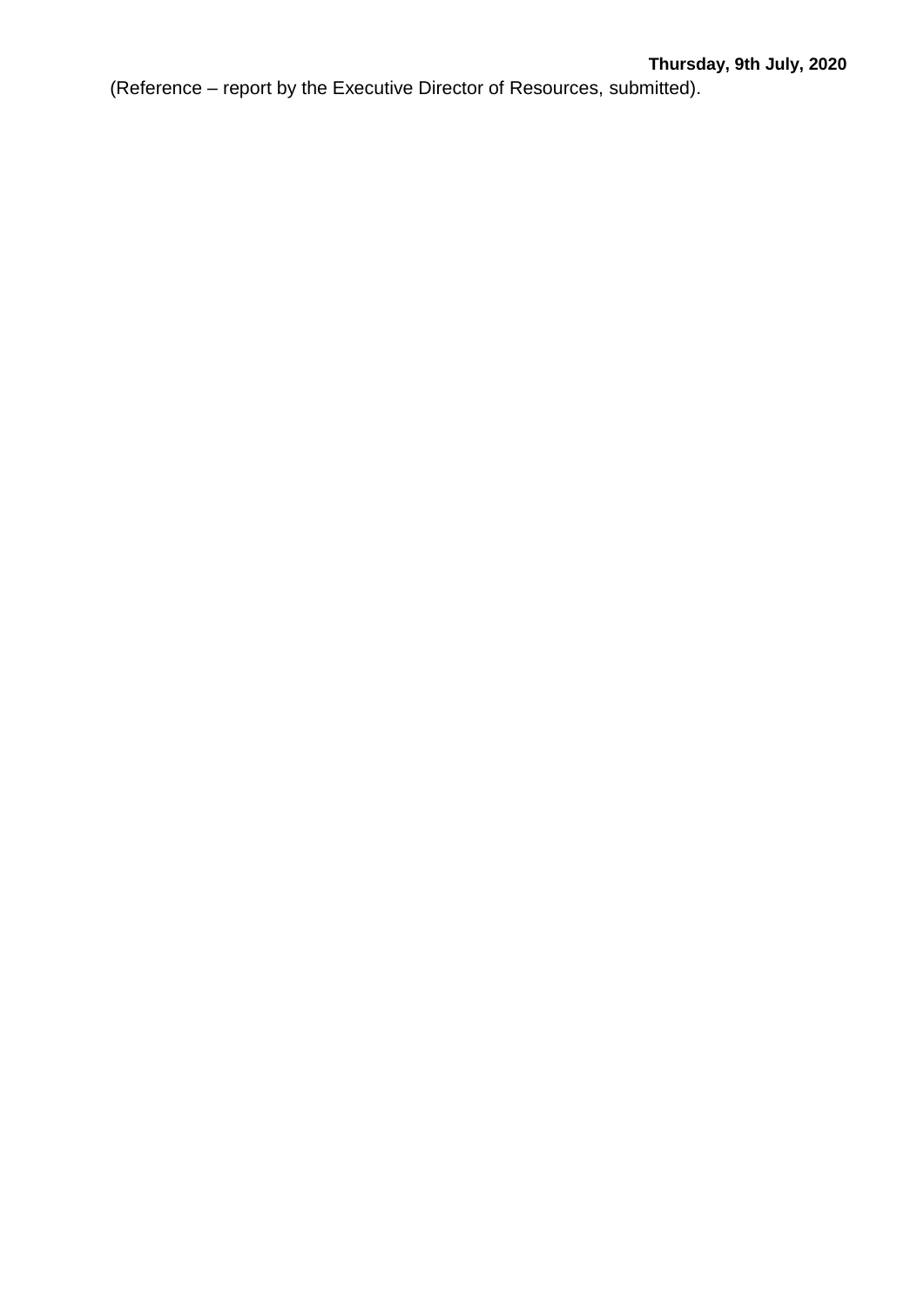(Reference – report by the Executive Director of Resources, submitted).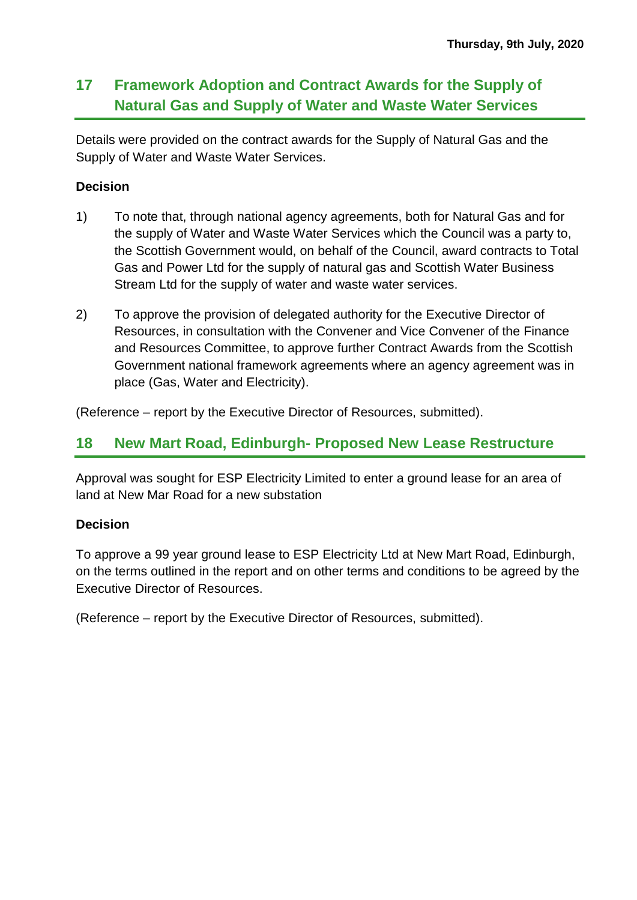## 17 Framework Adoption and Contract Awards for the Supply of Natural Gas and Supply of Water and Waste Water Services

Details were provided on the contract awards for the Supply of Natural Gas and the Supply of Water and Waste Water Services.

**Decision**

1) To note that, through national agency agreements, both for Natural Gas and for the supply of Water and Waste Water Services which the Council was a party to, the Scottish Government would, on behalf of the Council, award contracts to Total Gas and Power Ltd for the supply of natural gas and Scottish Water Business Stream Ltd for the supply of water and waste water services.

2) To approve the provision of delegated authority for the Executive Director of Resources, in consultation with the Convener and Vice Convener of the Finance and Resources Committee, to approve further Contract Awards from the Scottish Government national framework agreements where an agency agreement was in place (Gas, Water and Electricity).

(Reference – report by the Executive Director of Resources, submitted).

## 18 New Mart Road, Edinburgh- Proposed New Lease Restructure

Approval was sought for ESP Electricity Limited to enter a ground lease for an area of land at New Mar Road for a new substation

**Decision**

To approve a 99 year ground lease to ESP Electricity Ltd at New Mart Road, Edinburgh, on the terms outlined in the report and on other terms and conditions to be agreed by the Executive Director of Resources.

(Reference – report by the Executive Director of Resources, submitted).